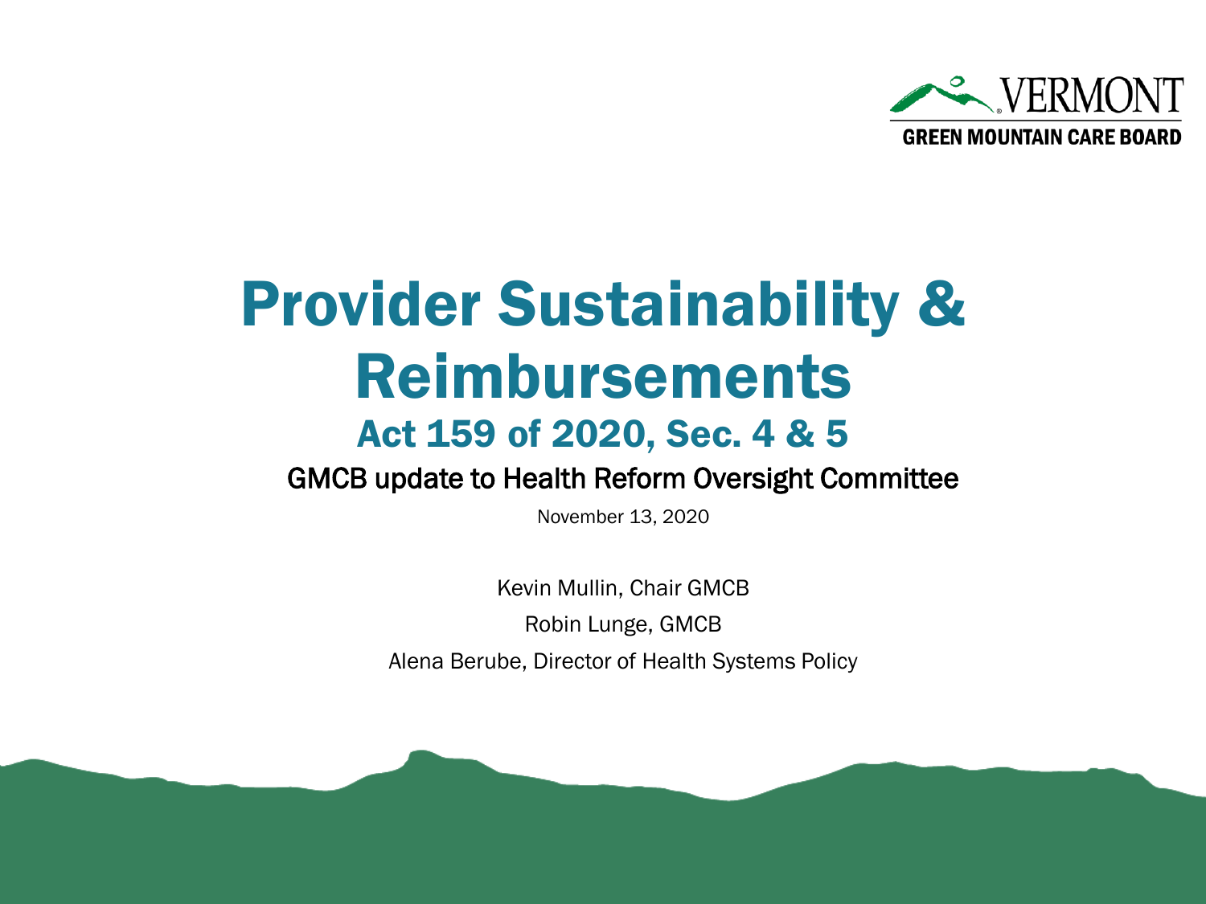VERMONT
GREEN MOUNTAIN CARE BOARD

# Provider Sustainability & Reimbursements

## Act 159 of 2020, Sec. 4 & 5

### GMCB update to Health Reform Oversight Committee

November 13, 2020

Kevin Mullin, Chair GMCB

Robin Lunge, GMCB

Alena Berube, Director of Health Systems Policy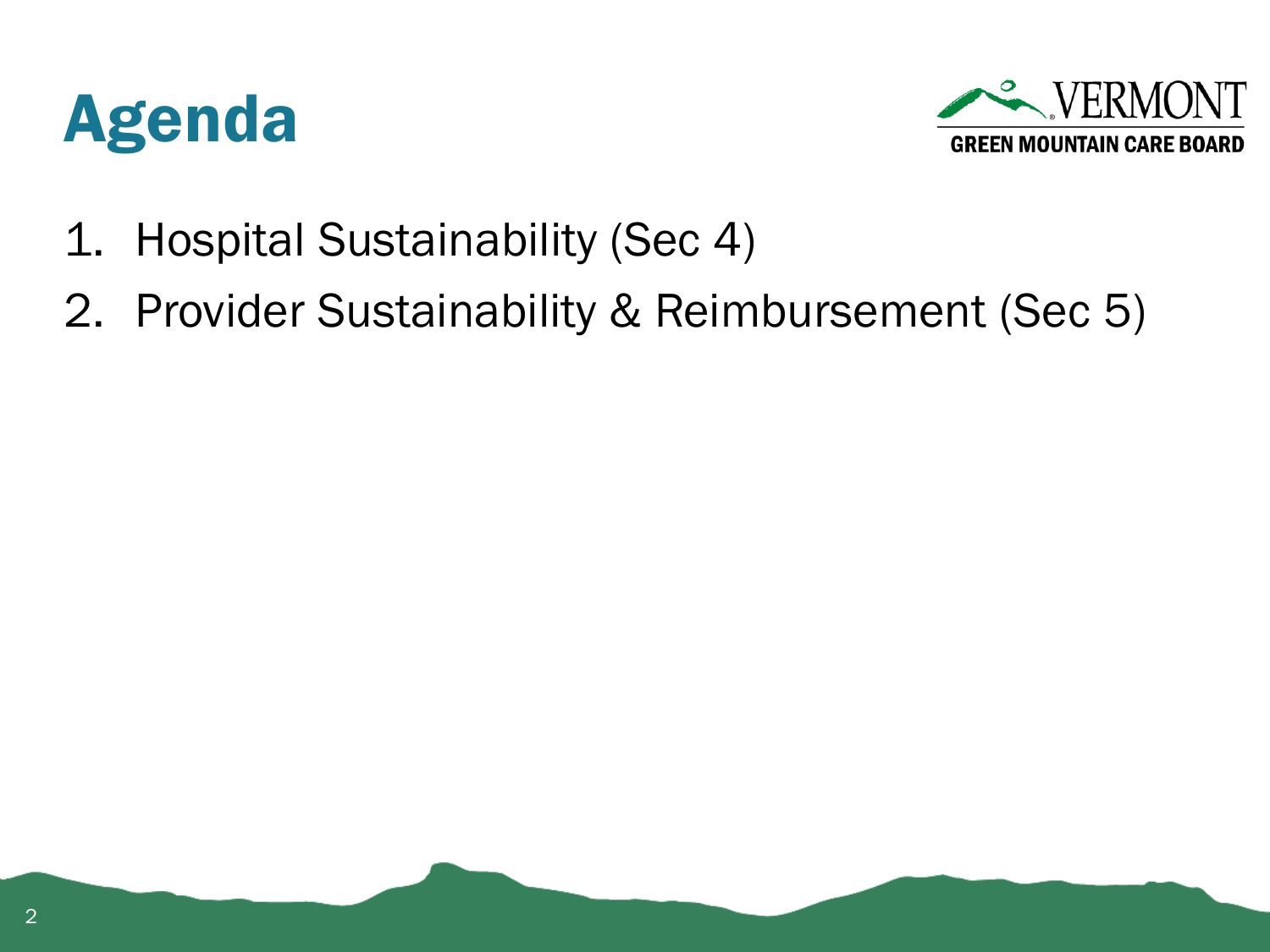# Agenda

1. Hospital Sustainability (Sec 4)
2. Provider Sustainability & Reimbursement (Sec 5)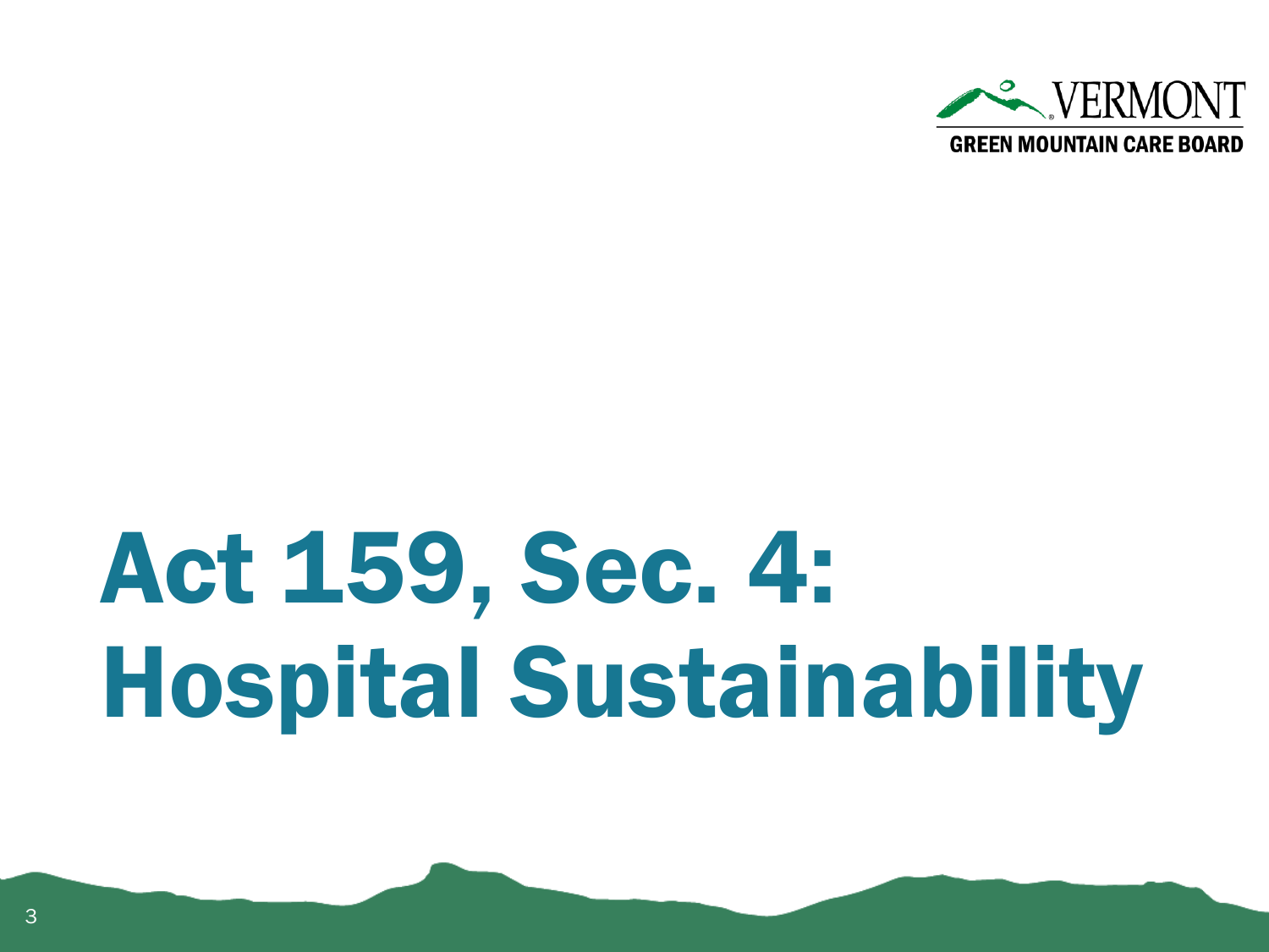# Act 159, Sec. 4: Hospital Sustainability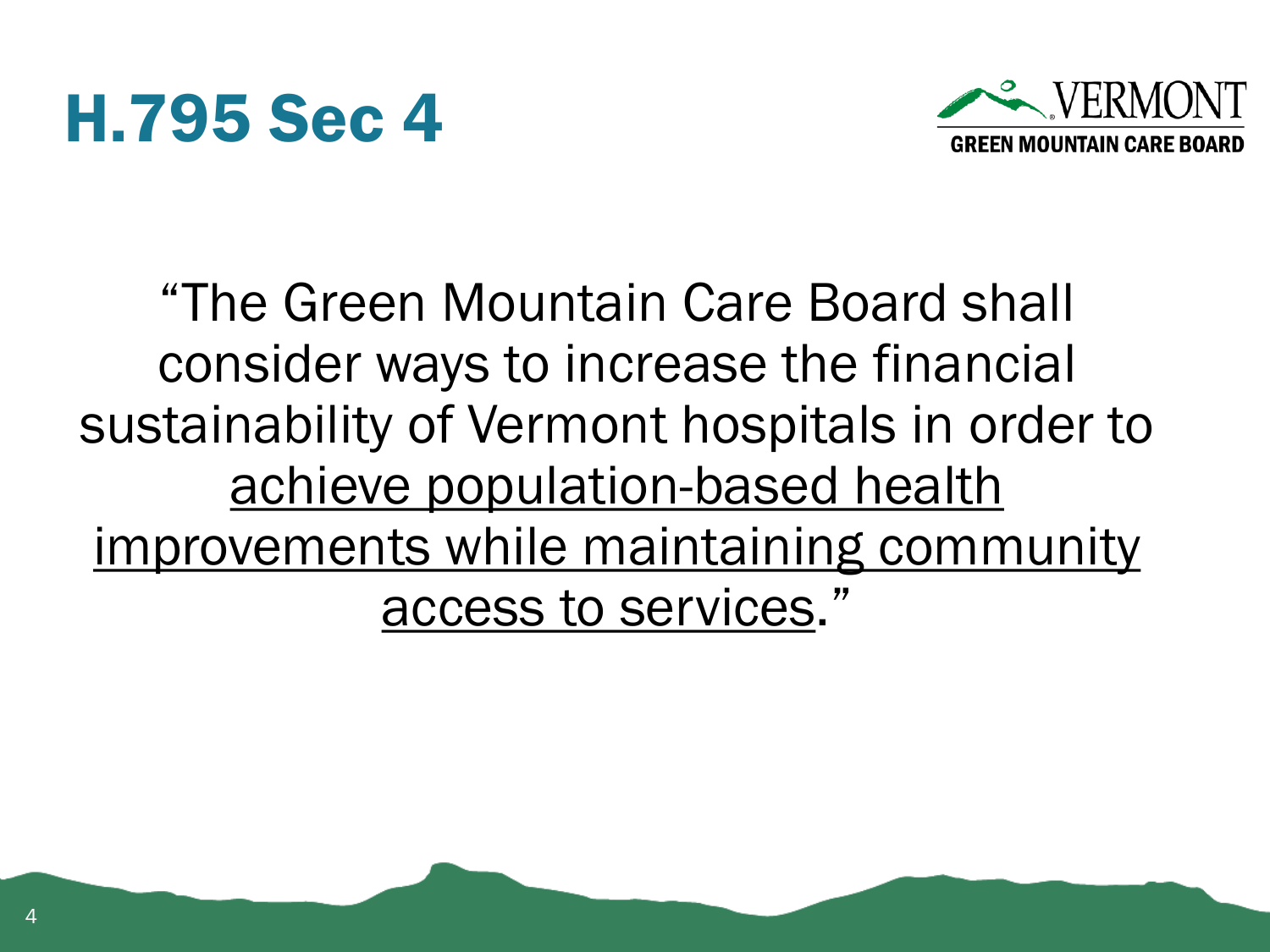# H.795 Sec 4

VERMONT
GREEN MOUNTAIN CARE BOARD

"The Green Mountain Care Board shall consider ways to increase the financial sustainability of Vermont hospitals in order to <u>achieve population-based health improvements while maintaining community access to services</u>."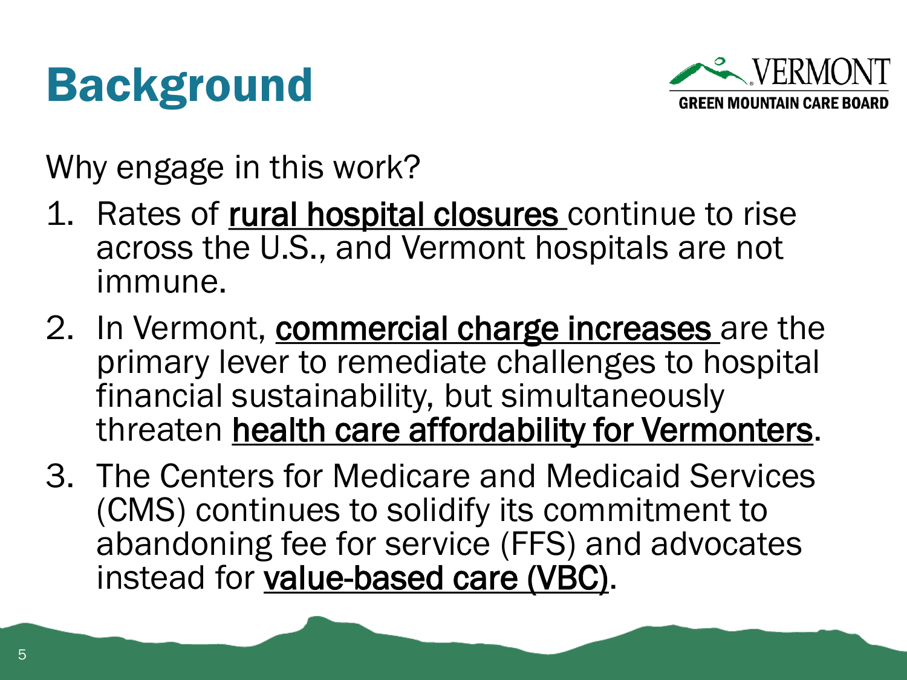# Background

Why engage in this work?

1. Rates of rural hospital closures continue to rise across the U.S., and Vermont hospitals are not immune.
2. In Vermont, commercial charge increases are the primary lever to remediate challenges to hospital financial sustainability, but simultaneously threaten health care affordability for Vermonters.
3. The Centers for Medicare and Medicaid Services (CMS) continues to solidify its commitment to abandoning fee for service (FFS) and advocates instead for value-based care (VBC).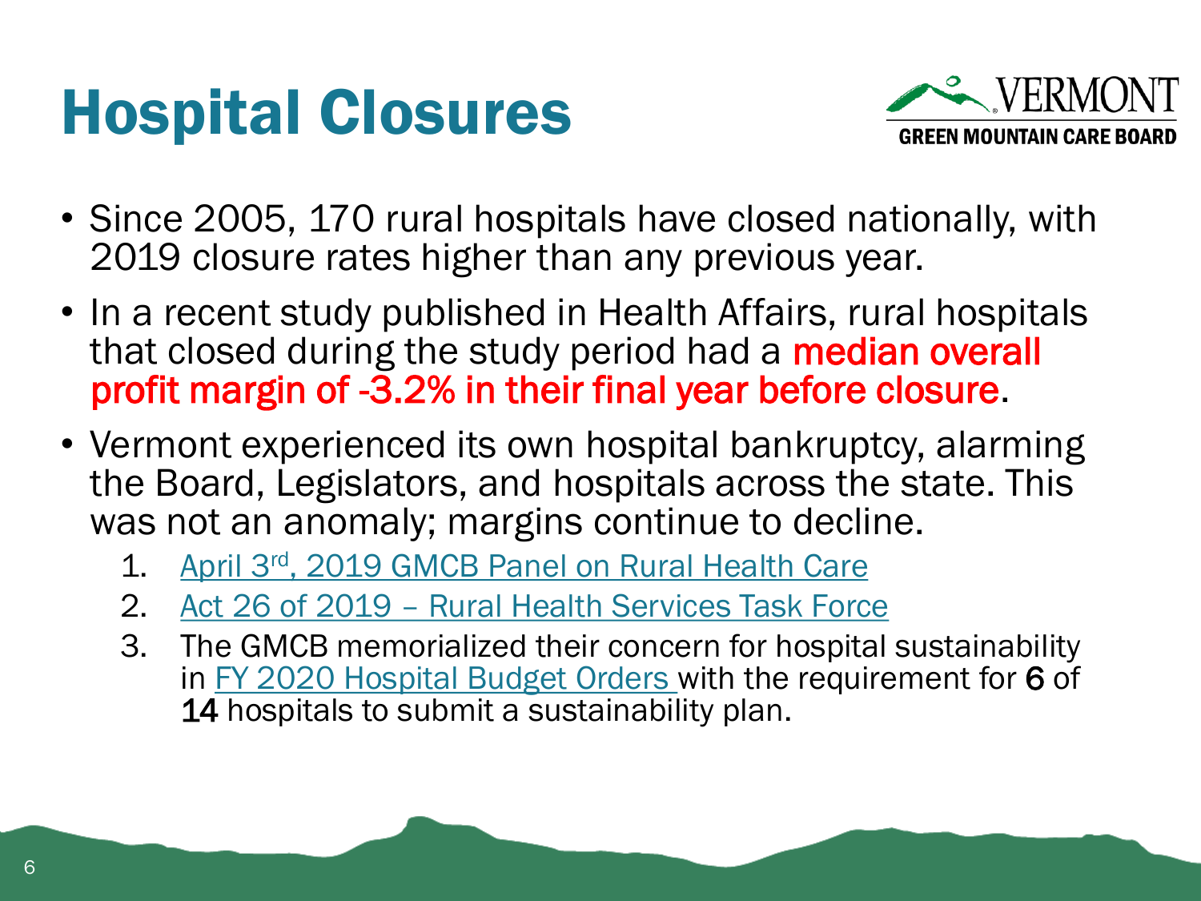# Hospital Closures

VERMONT
GREEN MOUNTAIN CARE BOARD

- Since 2005, 170 rural hospitals have closed nationally, with 2019 closure rates higher than any previous year.
- In a recent study published in Health Affairs, rural hospitals that closed during the study period had a **median overall profit margin of -3.2% in their final year before closure**.
- Vermont experienced its own hospital bankruptcy, alarming the Board, Legislators, and hospitals across the state. This was not an anomaly; margins continue to decline.
    1. April 3rd, 2019 GMCB Panel on Rural Health Care
    2. Act 26 of 2019 – Rural Health Services Task Force
    3. The GMCB memorialized their concern for hospital sustainability in FY 2020 Hospital Budget Orders with the requirement for **6** of **14** hospitals to submit a sustainability plan.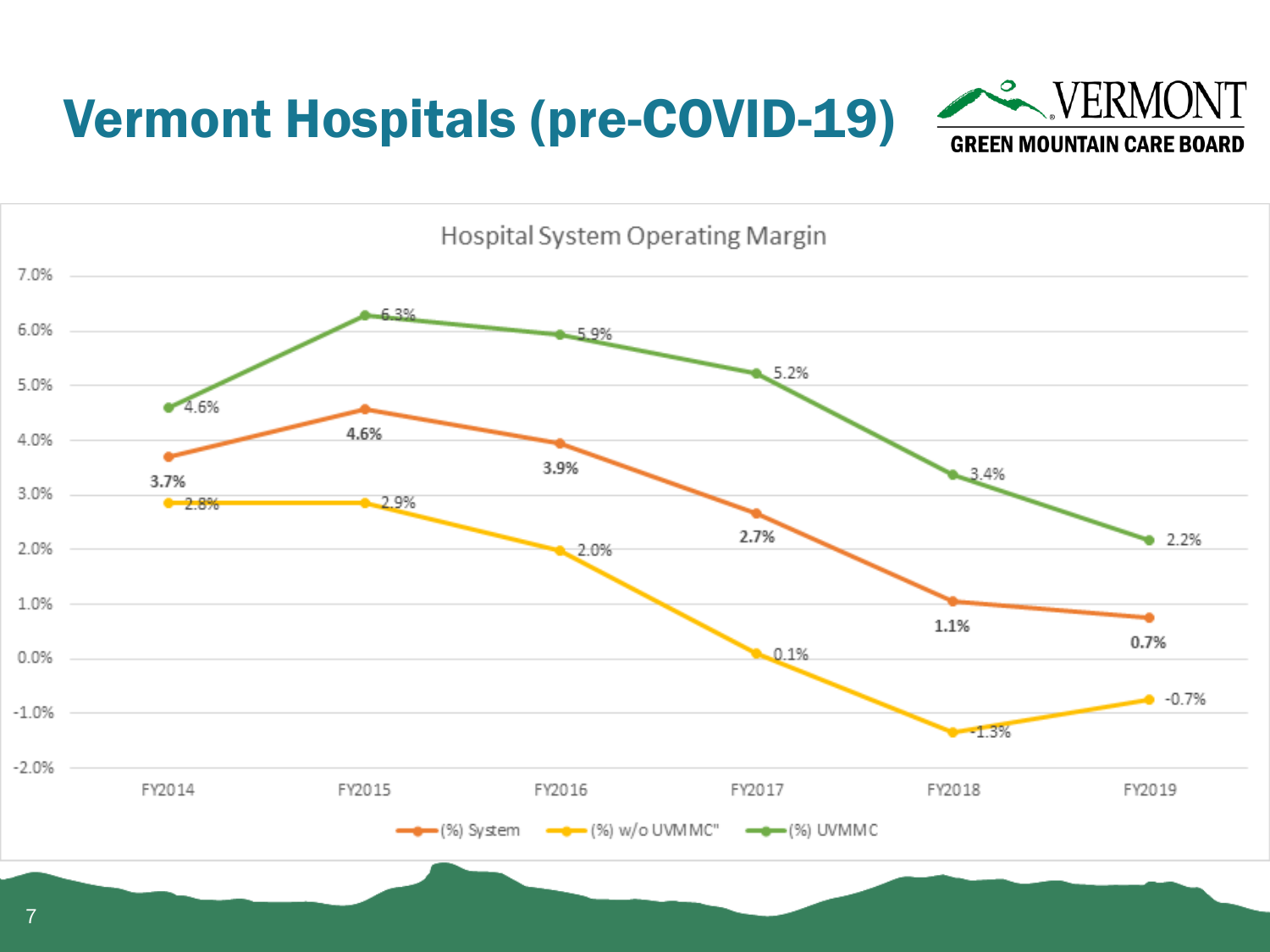# Vermont Hospitals (pre-COVID-19)

VERMONT GREEN MOUNTAIN CARE BOARD

**Hospital System Operating Margin**

| | FY2014 | FY2015 | FY2016 | FY2017 | FY2018 | FY2019 |
|---|---|---|---|---|---|---|
| (%) System | 3.7% | 4.6% | 3.9% | 2.7% | 1.1% | 0.7% |
| (%) w/o UVMMC" | 2.8% | 2.9% | 2.0% | 0.1% | -1.3% | -0.7% |
| (%) UVMMC | 4.6% | 6.3% | 5.9% | 5.2% | 3.4% | 2.2% |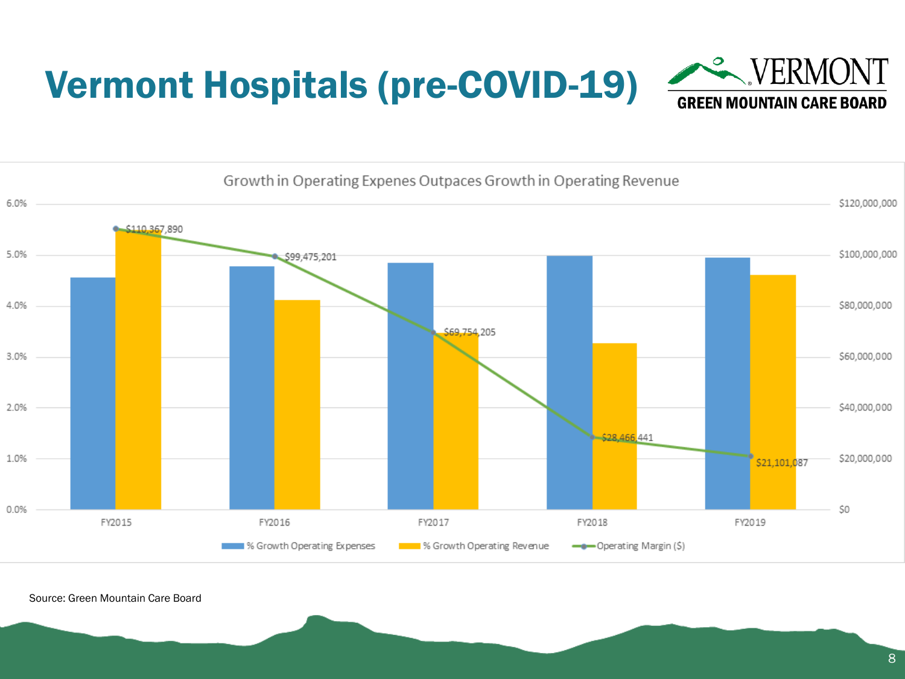# Vermont Hospitals (pre-COVID-19)

**Growth in Operating Expenes Outpaces Growth in Operating Revenue**

| | % Growth Operating Expenses | % Growth Operating Revenue | Operating Margin ($) |
|---|---|---|---|
| FY2015 | | | $110,367,890 |
| FY2016 | | | $99,475,201 |
| FY2017 | | | $69,754,205 |
| FY2018 | | | $28,466,441 |
| FY2019 | | | $21,101,087 |

Source: Green Mountain Care Board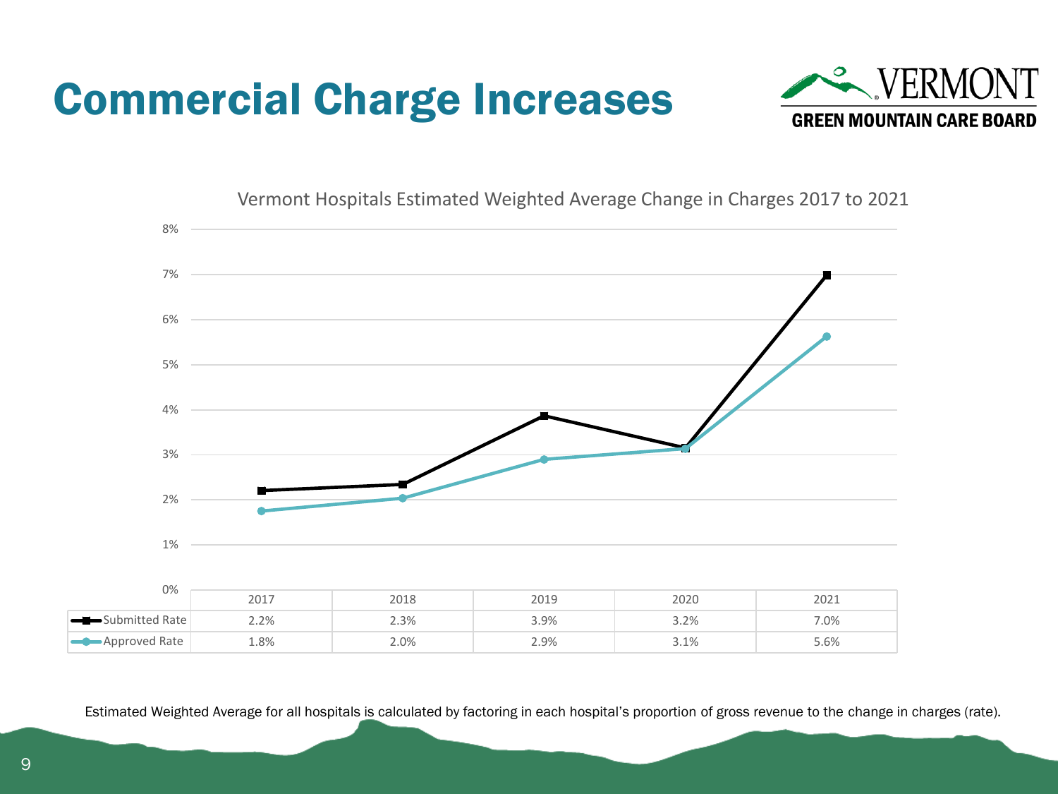# Commercial Charge Increases

VERMONT
GREEN MOUNTAIN CARE BOARD

Vermont Hospitals Estimated Weighted Average Change in Charges 2017 to 2021

| | 2017 | 2018 | 2019 | 2020 | 2021 |
|---|---|---|---|---|---|
| Submitted Rate | 2.2% | 2.3% | 3.9% | 3.2% | 7.0% |
| Approved Rate | 1.8% | 2.0% | 2.9% | 3.1% | 5.6% |

Estimated Weighted Average for all hospitals is calculated by factoring in each hospital's proportion of gross revenue to the change in charges (rate).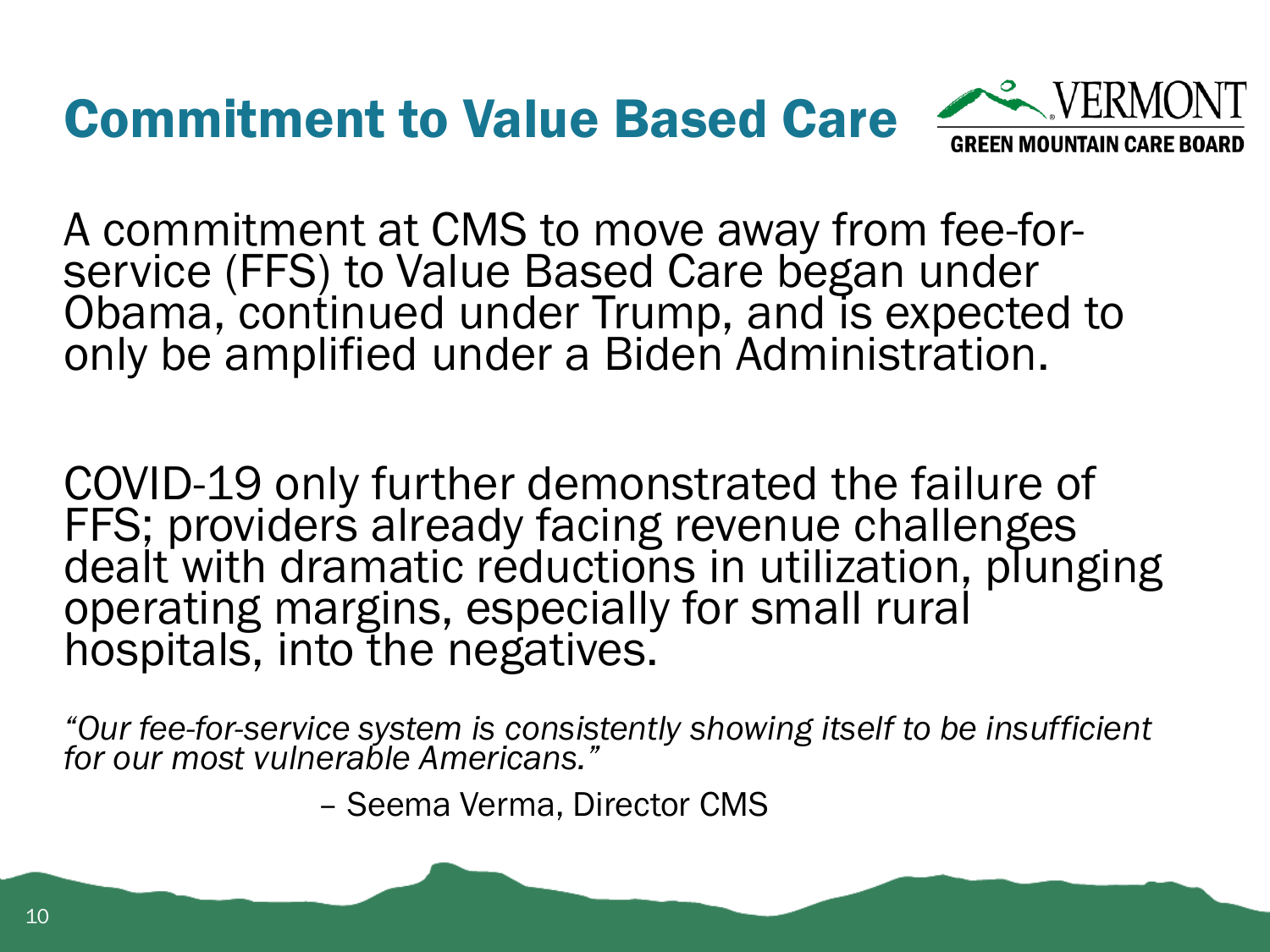# Commitment to Value Based Care

VERMONT
GREEN MOUNTAIN CARE BOARD

A commitment at CMS to move away from fee-for-service (FFS) to Value Based Care began under Obama, continued under Trump, and is expected to only be amplified under a Biden Administration.

COVID-19 only further demonstrated the failure of FFS; providers already facing revenue challenges dealt with dramatic reductions in utilization, plunging operating margins, especially for small rural hospitals, into the negatives.

*"Our fee-for-service system is consistently showing itself to be insufficient for our most vulnerable Americans."*

– Seema Verma, Director CMS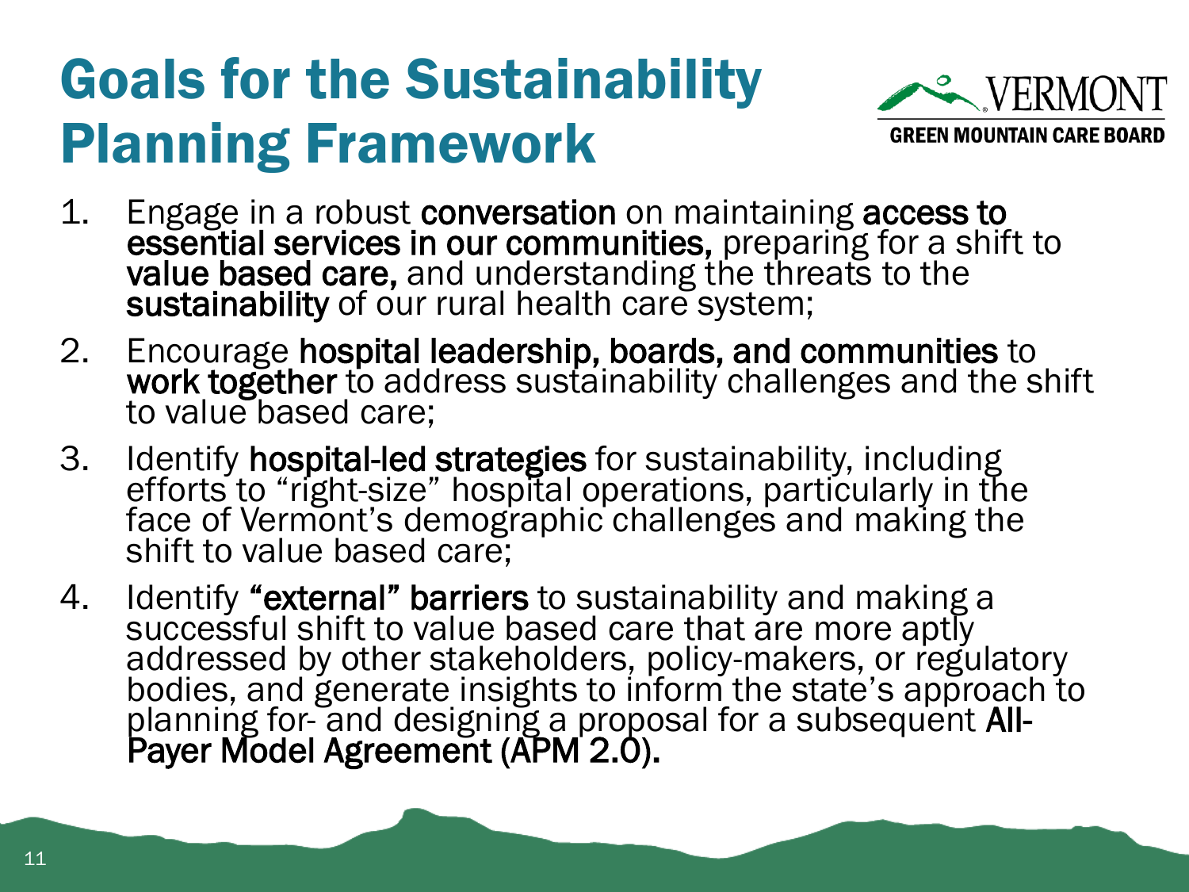# Goals for the Sustainability Planning Framework

VERMONT
GREEN MOUNTAIN CARE BOARD

1. Engage in a robust **conversation** on maintaining **access to essential services in our communities,** preparing for a shift to **value based care,** and understanding the threats to the **sustainability** of our rural health care system;
2. Encourage **hospital leadership, boards, and communities** to **work together** to address sustainability challenges and the shift to value based care;
3. Identify **hospital-led strategies** for sustainability, including efforts to "right-size" hospital operations, particularly in the face of Vermont's demographic challenges and making the shift to value based care;
4. Identify **"external" barriers** to sustainability and making a successful shift to value based care that are more aptly addressed by other stakeholders, policy-makers, or regulatory bodies, and generate insights to inform the state's approach to planning for- and designing a proposal for a subsequent **All-Payer Model Agreement (APM 2.0).**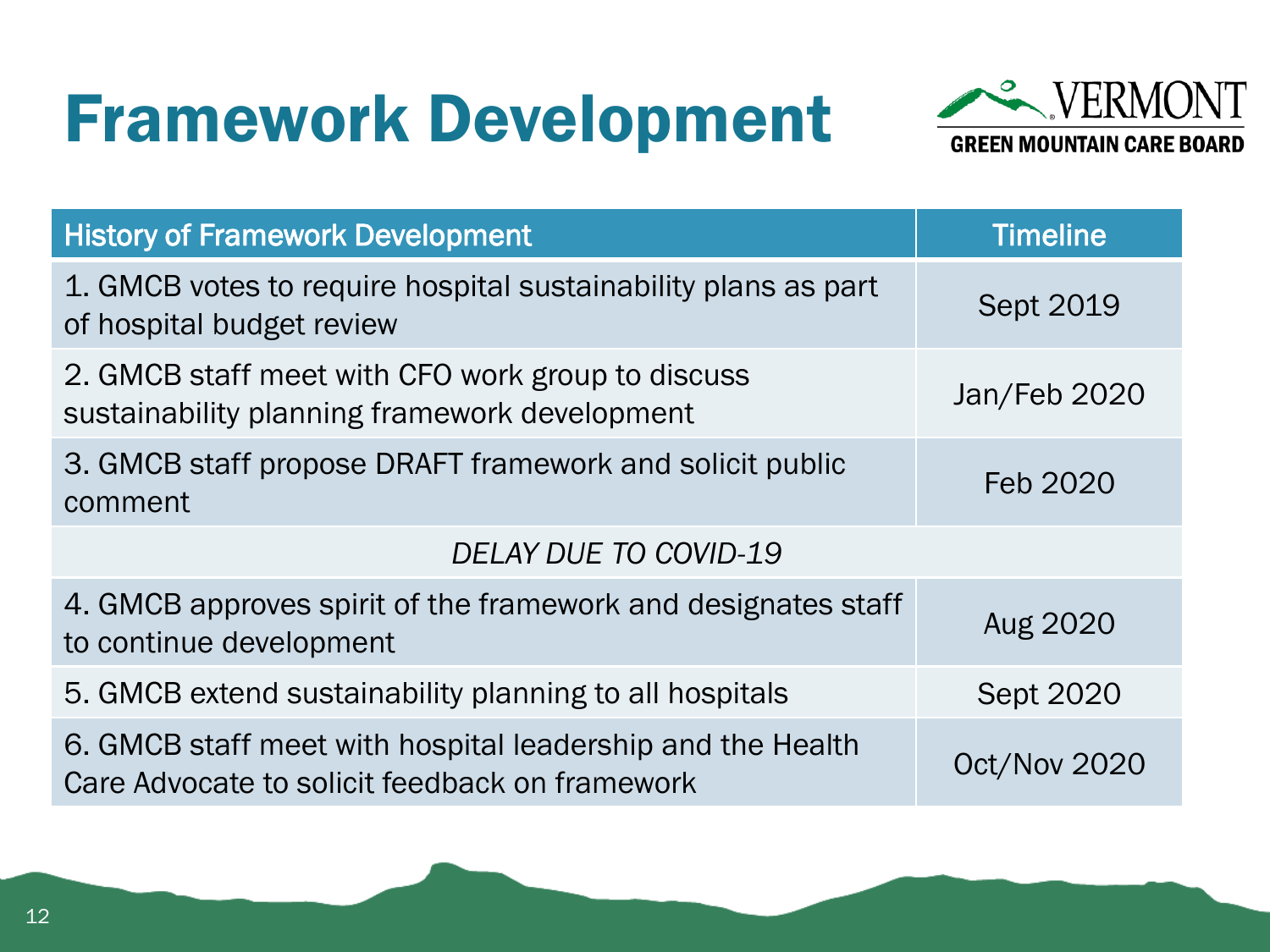# Framework Development

VERMONT GREEN MOUNTAIN CARE BOARD

| History of Framework Development | Timeline |
|---|---|
| 1. GMCB votes to require hospital sustainability plans as part of hospital budget review | Sept 2019 |
| 2. GMCB staff meet with CFO work group to discuss sustainability planning framework development | Jan/Feb 2020 |
| 3. GMCB staff propose DRAFT framework and solicit public comment | Feb 2020 |
| *DELAY DUE TO COVID-19* | |
| 4. GMCB approves spirit of the framework and designates staff to continue development | Aug 2020 |
| 5. GMCB extend sustainability planning to all hospitals | Sept 2020 |
| 6. GMCB staff meet with hospital leadership and the Health Care Advocate to solicit feedback on framework | Oct/Nov 2020 |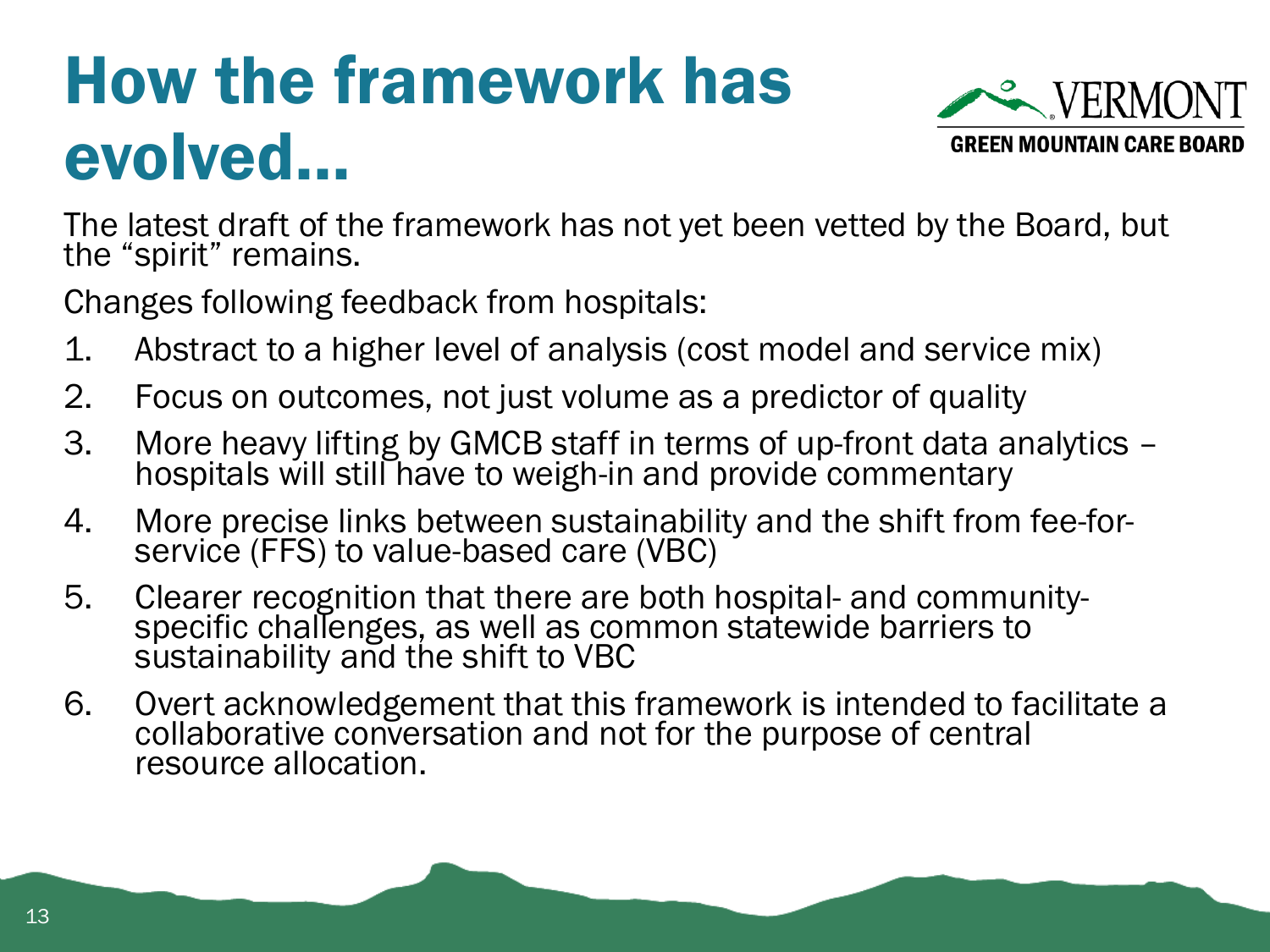# How the framework has evolved…

The latest draft of the framework has not yet been vetted by the Board, but the “spirit” remains.

Changes following feedback from hospitals:

1. Abstract to a higher level of analysis (cost model and service mix)
2. Focus on outcomes, not just volume as a predictor of quality
3. More heavy lifting by GMCB staff in terms of up-front data analytics – hospitals will still have to weigh-in and provide commentary
4. More precise links between sustainability and the shift from fee-for-service (FFS) to value-based care (VBC)
5. Clearer recognition that there are both hospital- and community-specific challenges, as well as common statewide barriers to sustainability and the shift to VBC
6. Overt acknowledgement that this framework is intended to facilitate a collaborative conversation and not for the purpose of central resource allocation.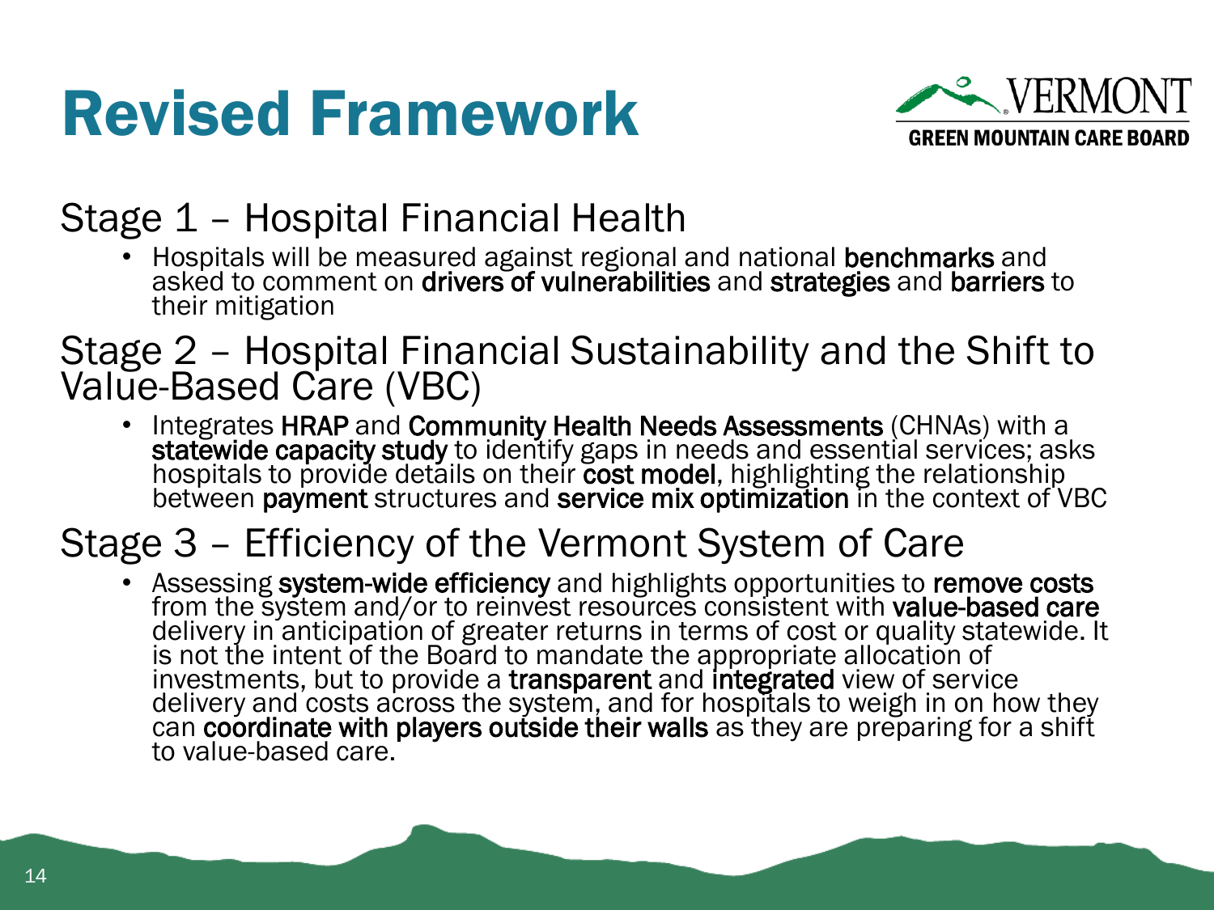# Revised Framework

## Stage 1 – Hospital Financial Health

- Hospitals will be measured against regional and national **benchmarks** and asked to comment on **drivers of vulnerabilities** and **strategies** and **barriers** to their mitigation

## Stage 2 – Hospital Financial Sustainability and the Shift to Value-Based Care (VBC)

- Integrates **HRAP** and **Community Health Needs Assessments** (CHNAs) with a **statewide capacity study** to identify gaps in needs and essential services; asks hospitals to provide details on their **cost model**, highlighting the relationship between **payment** structures and **service mix optimization** in the context of VBC

## Stage 3 – Efficiency of the Vermont System of Care

- Assessing **system-wide efficiency** and highlights opportunities to **remove costs** from the system and/or to reinvest resources consistent with **value-based care** delivery in anticipation of greater returns in terms of cost or quality statewide. It is not the intent of the Board to mandate the appropriate allocation of investments, but to provide a **transparent** and **integrated** view of service delivery and costs across the system, and for hospitals to weigh in on how they can **coordinate with players outside their walls** as they are preparing for a shift to value-based care.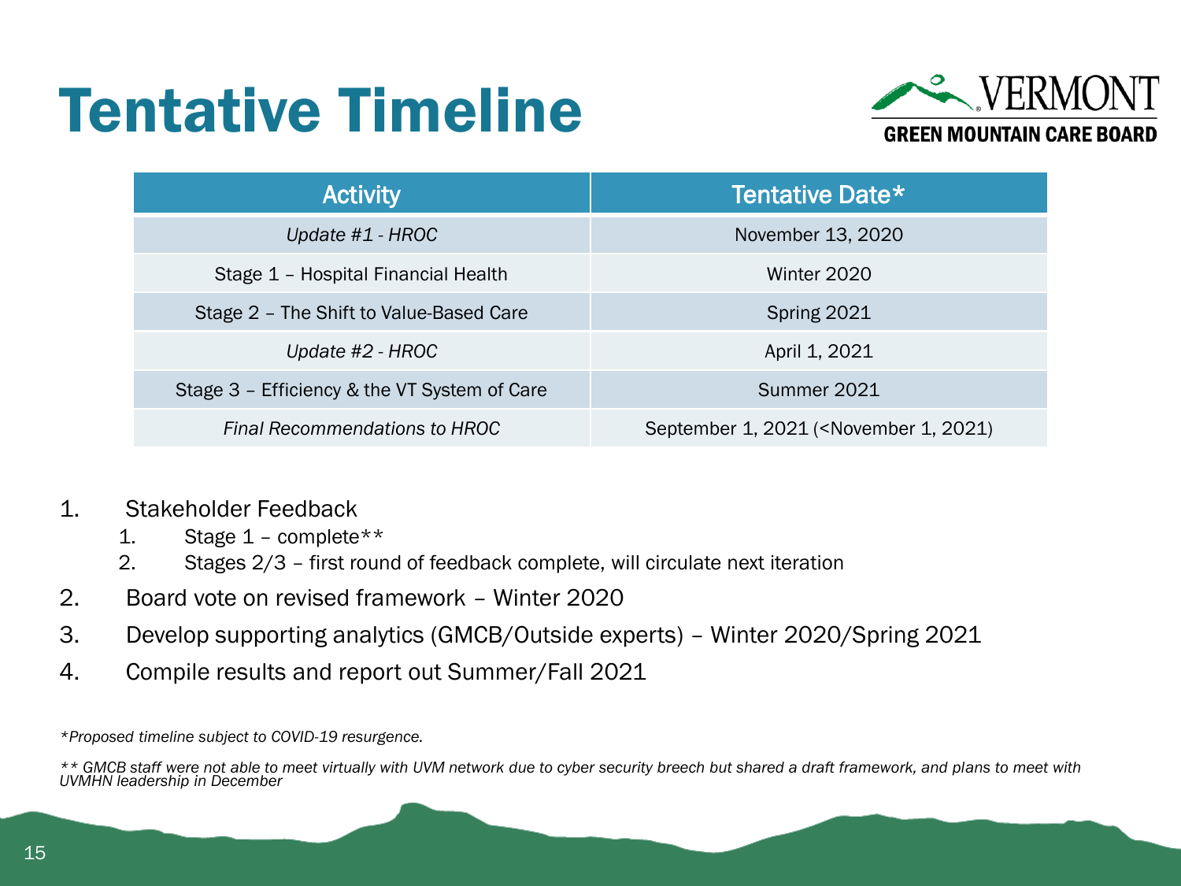# Tentative Timeline

| Activity | Tentative Date* |
|---|---|
| *Update #1 - HROC* | November 13, 2020 |
| Stage 1 – Hospital Financial Health | Winter 2020 |
| Stage 2 – The Shift to Value-Based Care | Spring 2021 |
| *Update #2 - HROC* | April 1, 2021 |
| Stage 3 – Efficiency & the VT System of Care | Summer 2021 |
| *Final Recommendations to HROC* | September 1, 2021 (<November 1, 2021) |

1. Stakeholder Feedback
   1. Stage 1 – complete**
   2. Stages 2/3 – first round of feedback complete, will circulate next iteration
2. Board vote on revised framework – Winter 2020
3. Develop supporting analytics (GMCB/Outside experts) – Winter 2020/Spring 2021
4. Compile results and report out Summer/Fall 2021

*\*Proposed timeline subject to COVID-19 resurgence.*

*\*\* GMCB staff were not able to meet virtually with UVM network due to cyber security breech but shared a draft framework, and plans to meet with UVMHN leadership in December*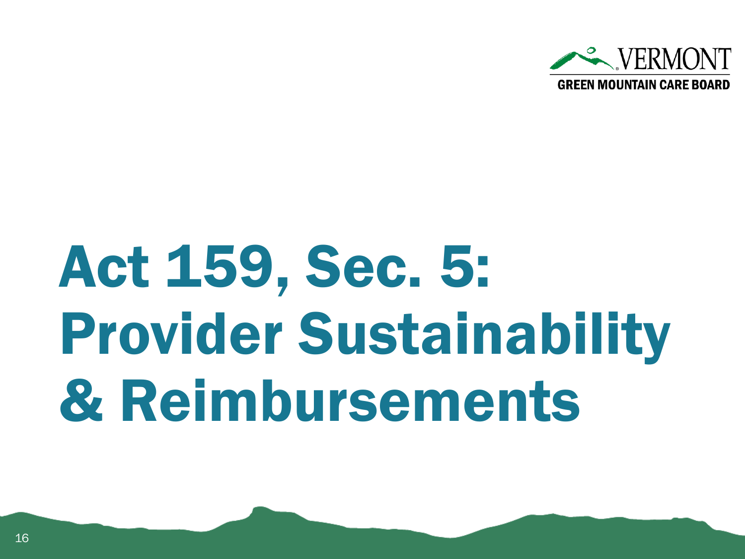# Act 159, Sec. 5: Provider Sustainability & Reimbursements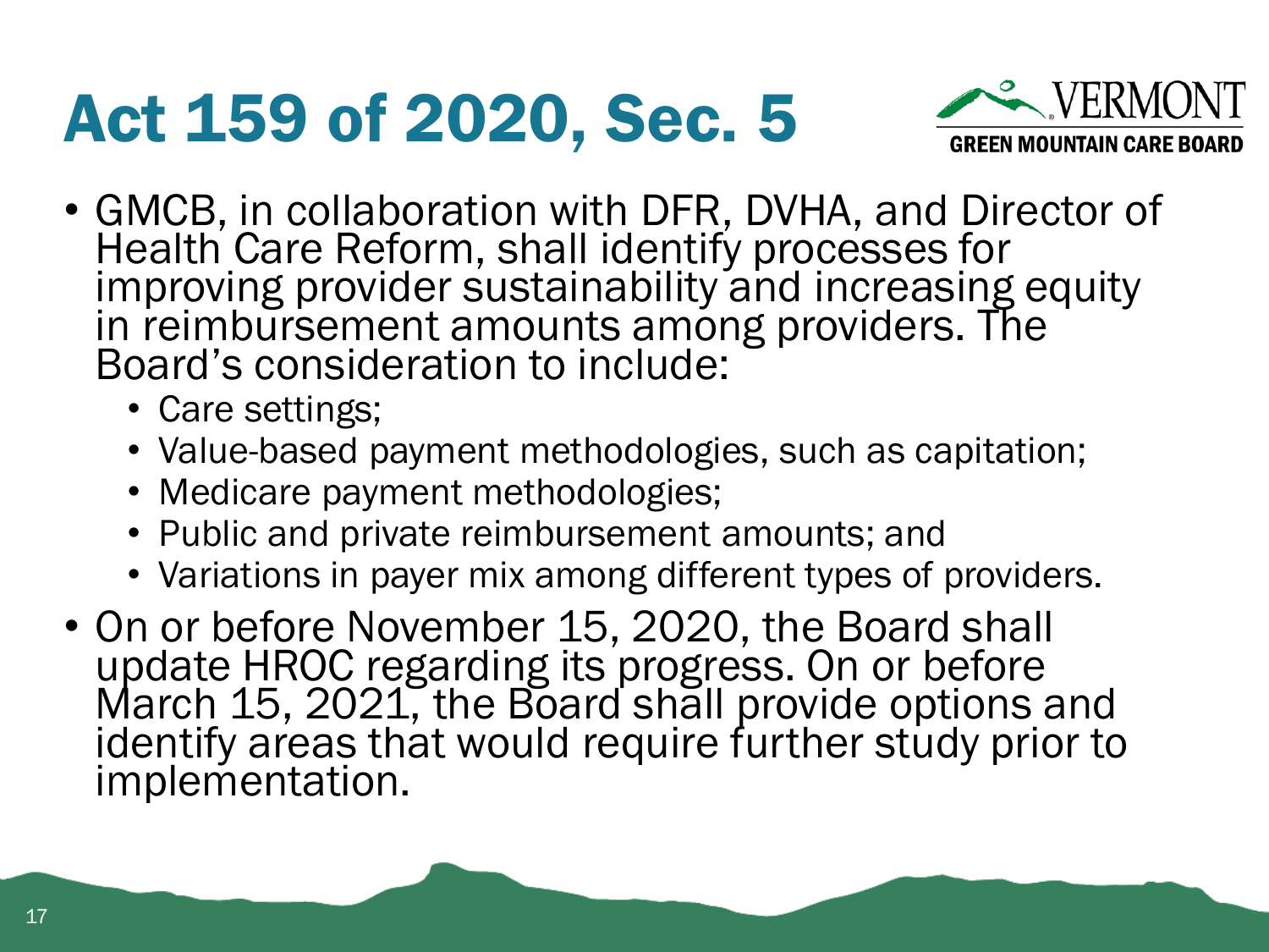# Act 159 of 2020, Sec. 5

- GMCB, in collaboration with DFR, DVHA, and Director of Health Care Reform, shall identify processes for improving provider sustainability and increasing equity in reimbursement amounts among providers. The Board's consideration to include:
  - Care settings;
  - Value-based payment methodologies, such as capitation;
  - Medicare payment methodologies;
  - Public and private reimbursement amounts; and
  - Variations in payer mix among different types of providers.
- On or before November 15, 2020, the Board shall update HROC regarding its progress. On or before March 15, 2021, the Board shall provide options and identify areas that would require further study prior to implementation.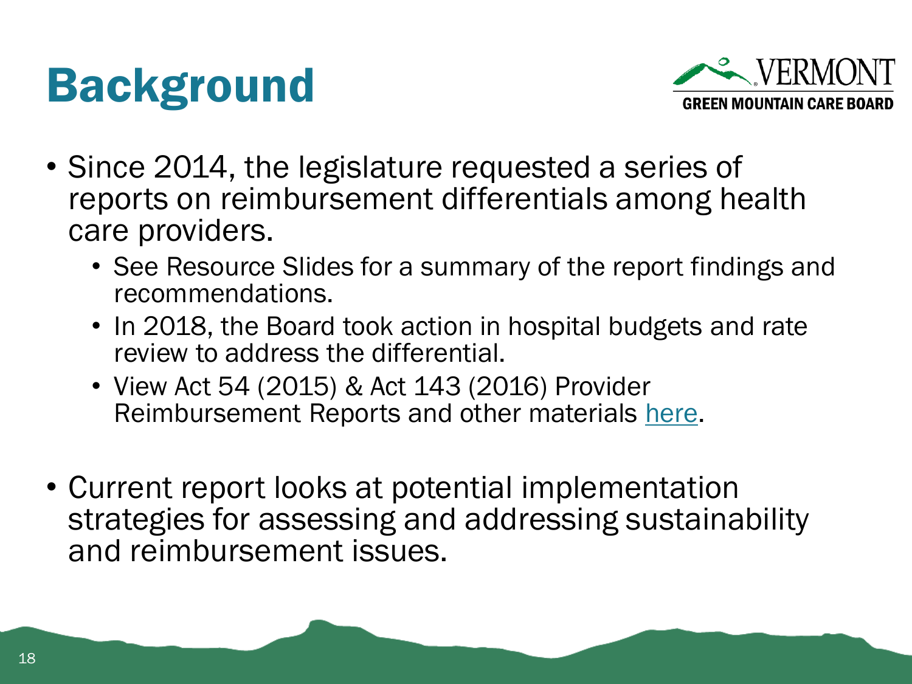# Background

- Since 2014, the legislature requested a series of reports on reimbursement differentials among health care providers.
  - See Resource Slides for a summary of the report findings and recommendations.
  - In 2018, the Board took action in hospital budgets and rate review to address the differential.
  - View Act 54 (2015) & Act 143 (2016) Provider Reimbursement Reports and other materials here.
- Current report looks at potential implementation strategies for assessing and addressing sustainability and reimbursement issues.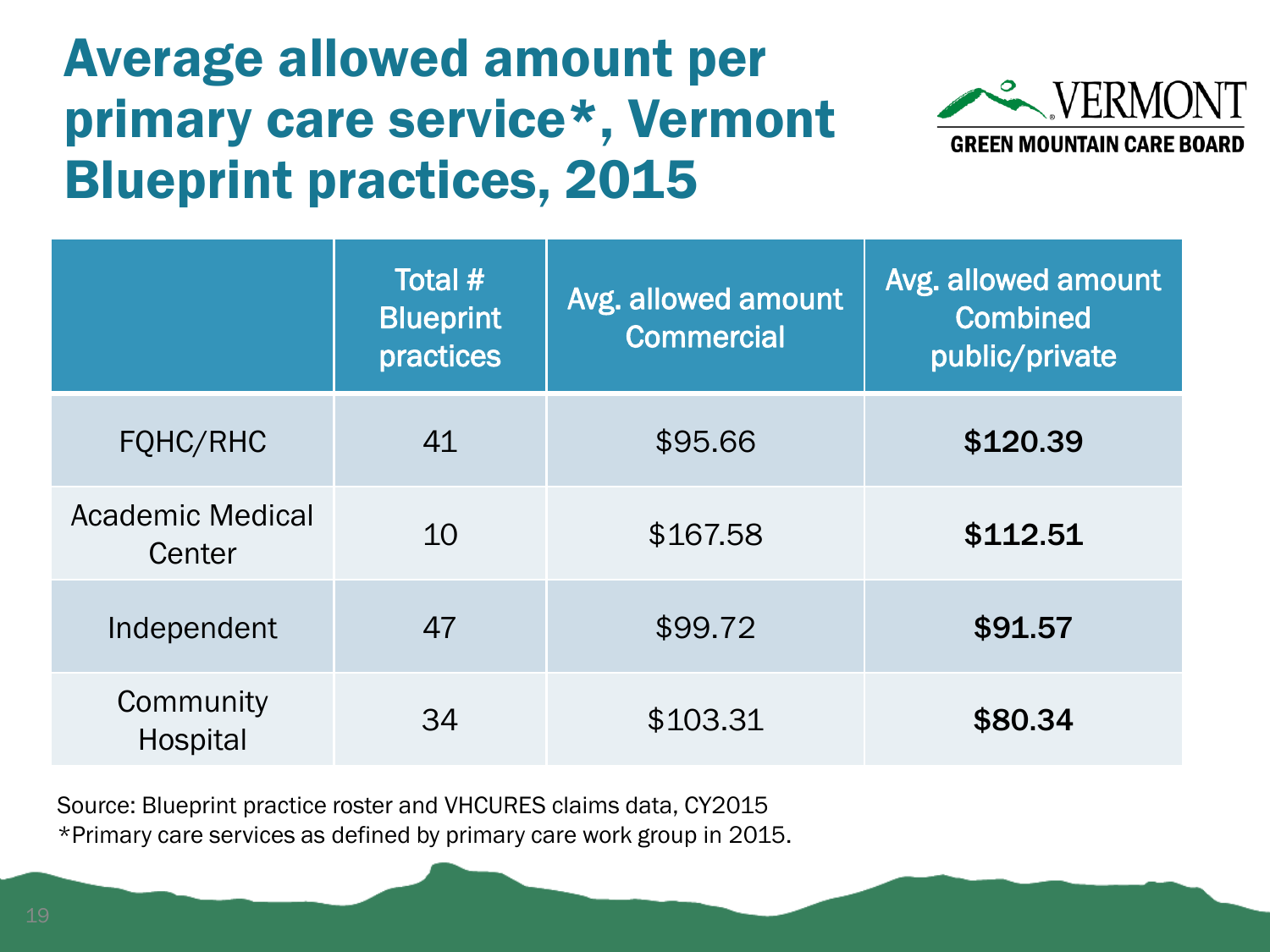# Average allowed amount per primary care service*, Vermont Blueprint practices, 2015

VERMONT
GREEN MOUNTAIN CARE BOARD

| | Total # Blueprint practices | Avg. allowed amount Commercial | Avg. allowed amount Combined public/private |
|---|---|---|---|
| FQHC/RHC | 41 | $95.66 | **$120.39** |
| Academic Medical Center | 10 | $167.58 | **$112.51** |
| Independent | 47 | $99.72 | **$91.57** |
| Community Hospital | 34 | $103.31 | **$80.34** |

Source: Blueprint practice roster and VHCURES claims data, CY2015
*Primary care services as defined by primary care work group in 2015.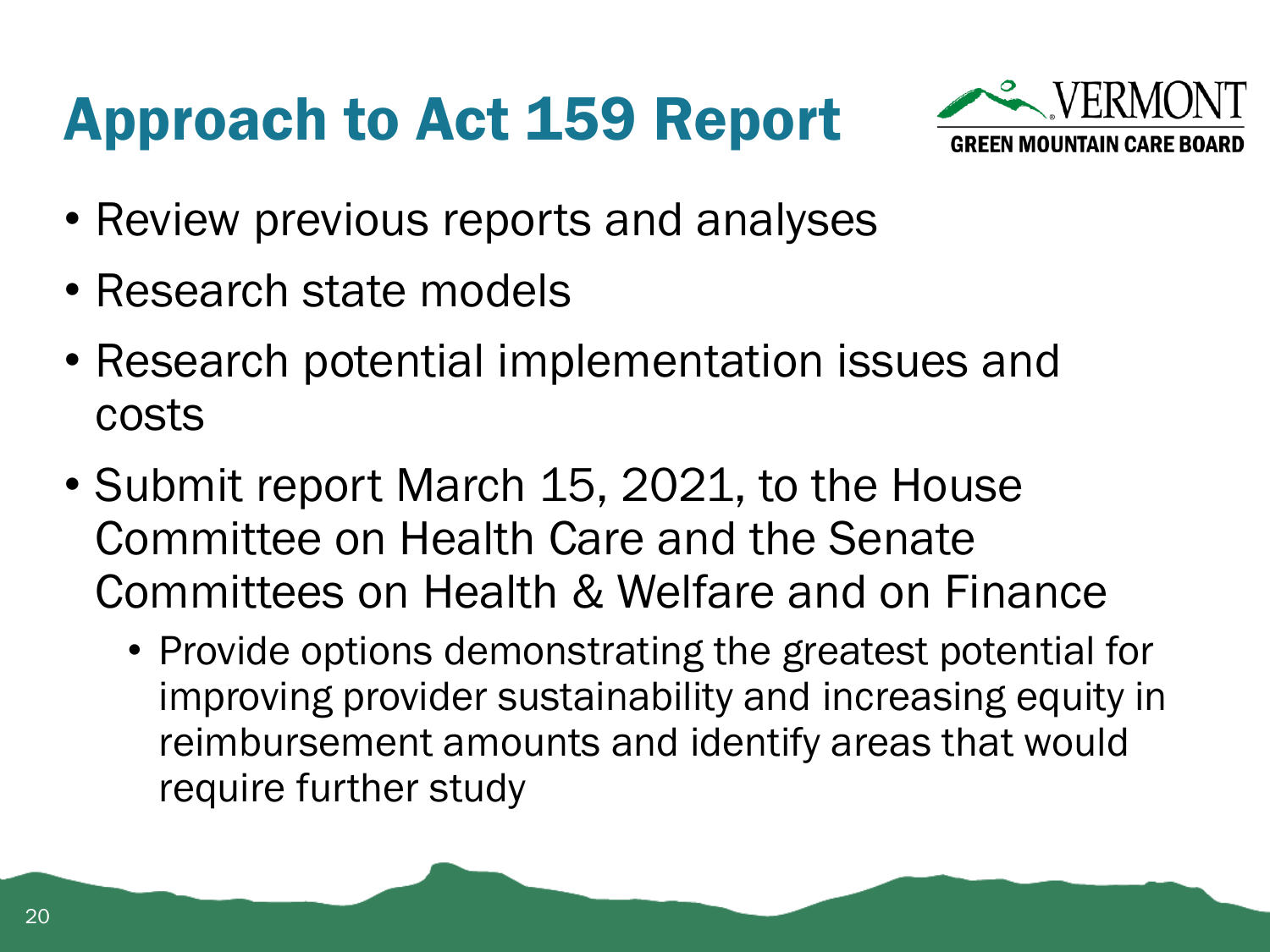# Approach to Act 159 Report

- Review previous reports and analyses
- Research state models
- Research potential implementation issues and costs
- Submit report March 15, 2021, to the House Committee on Health Care and the Senate Committees on Health & Welfare and on Finance
  - Provide options demonstrating the greatest potential for improving provider sustainability and increasing equity in reimbursement amounts and identify areas that would require further study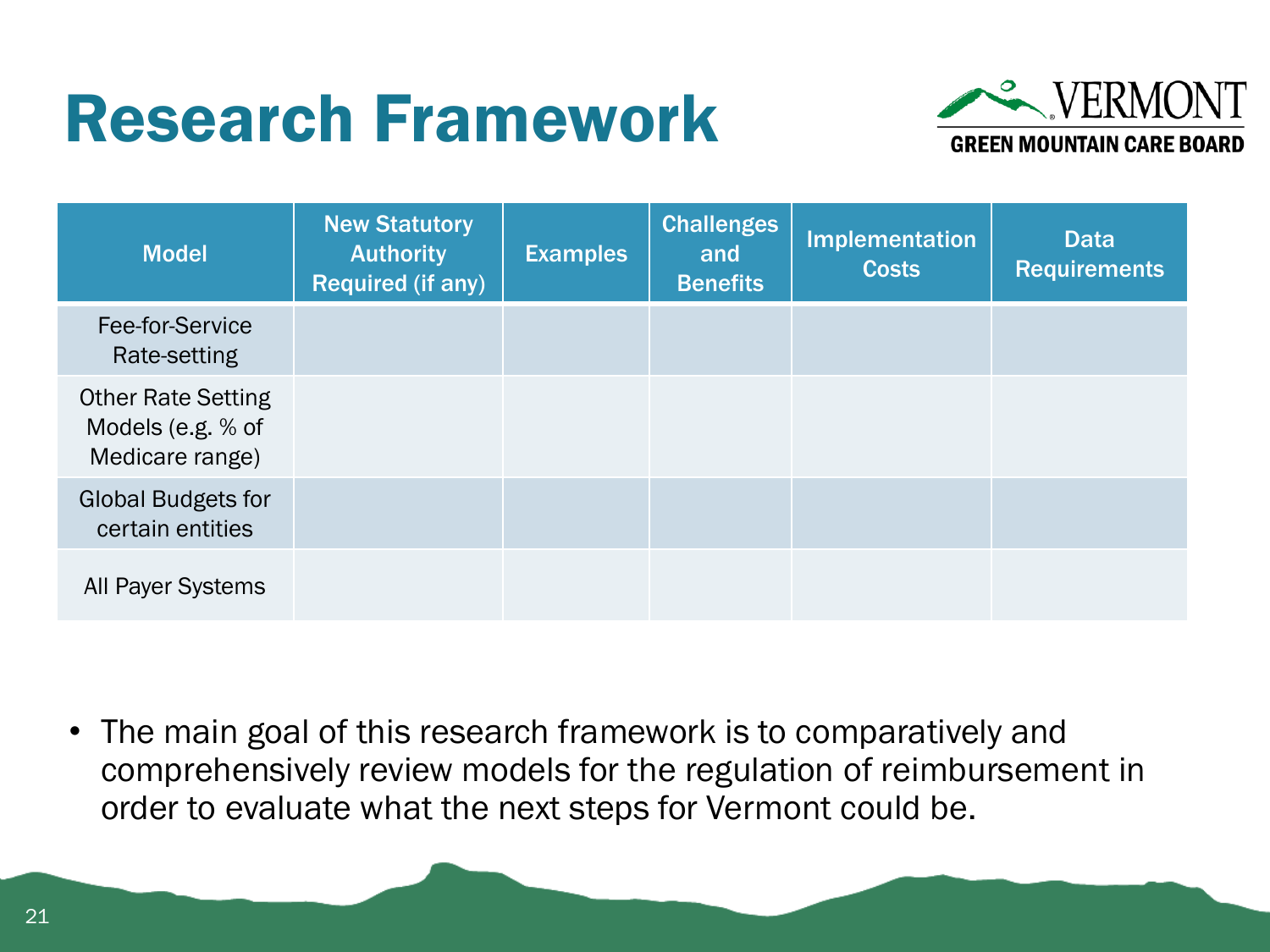# Research Framework

| Model | New Statutory Authority Required (if any) | Examples | Challenges and Benefits | Implementation Costs | Data Requirements |
|---|---|---|---|---|---|
| Fee-for-Service Rate-setting | | | | | |
| Other Rate Setting Models (e.g. % of Medicare range) | | | | | |
| Global Budgets for certain entities | | | | | |
| All Payer Systems | | | | | |

- The main goal of this research framework is to comparatively and comprehensively review models for the regulation of reimbursement in order to evaluate what the next steps for Vermont could be.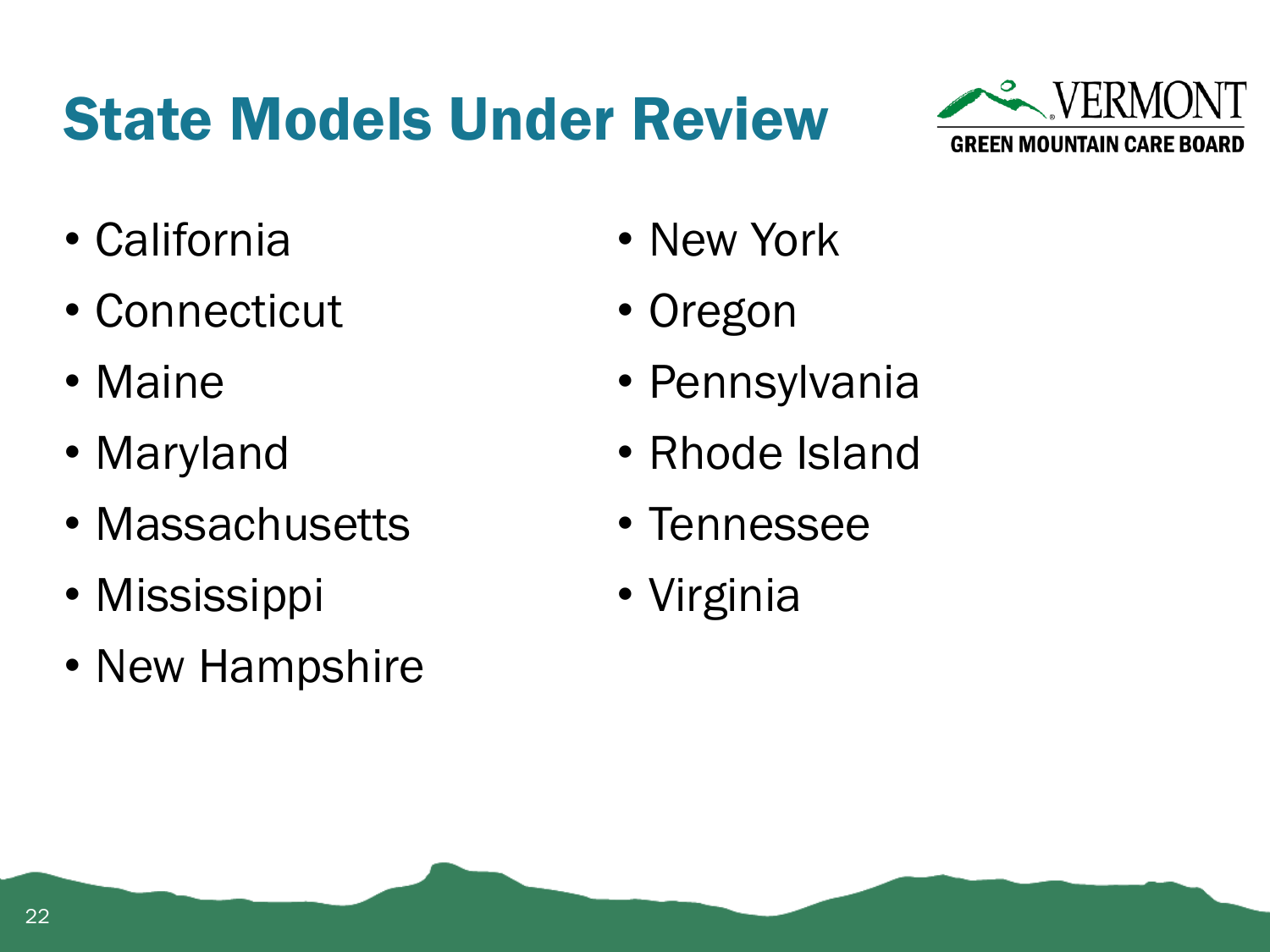# State Models Under Review

- California
- Connecticut
- Maine
- Maryland
- Massachusetts
- Mississippi
- New Hampshire
- New York
- Oregon
- Pennsylvania
- Rhode Island
- Tennessee
- Virginia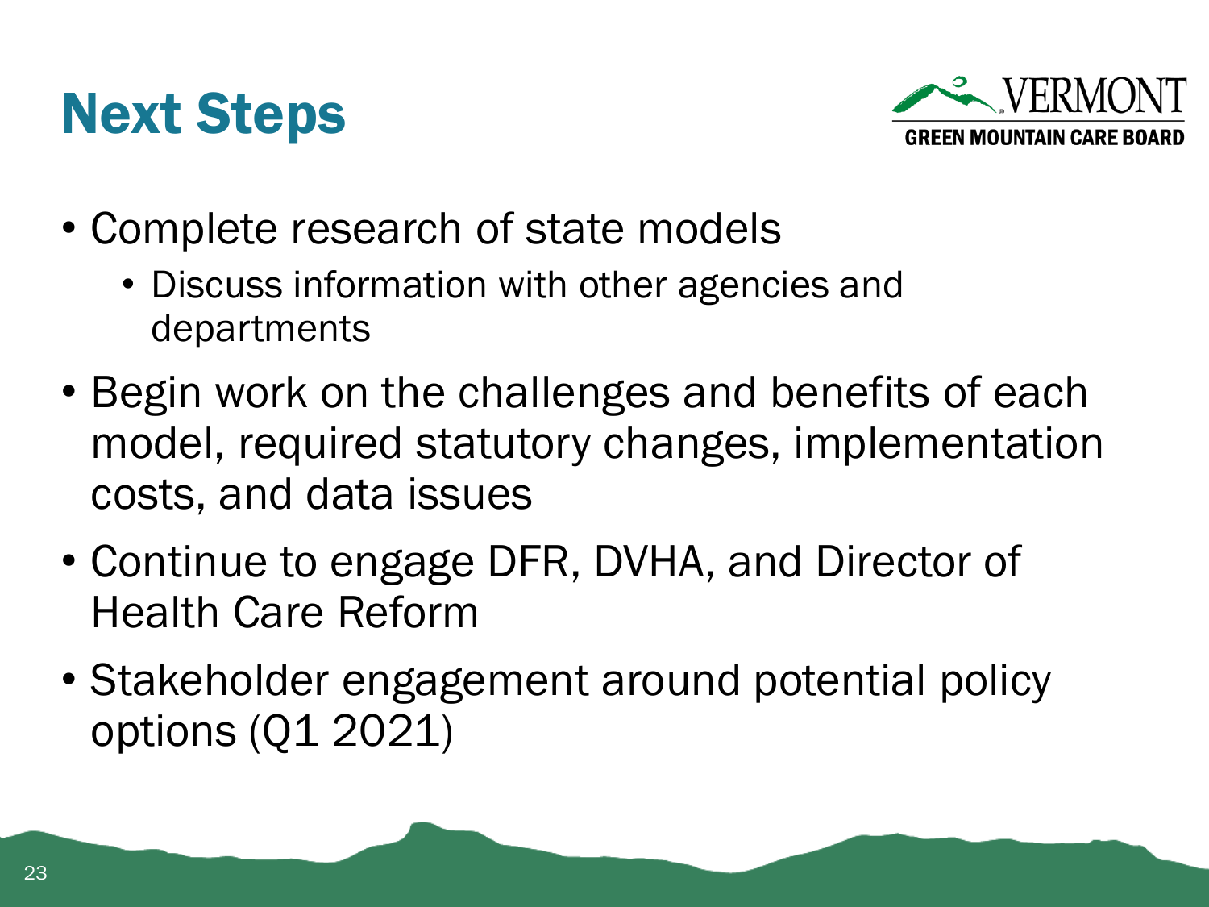# Next Steps

- Complete research of state models
  - Discuss information with other agencies and departments
- Begin work on the challenges and benefits of each model, required statutory changes, implementation costs, and data issues
- Continue to engage DFR, DVHA, and Director of Health Care Reform
- Stakeholder engagement around potential policy options (Q1 2021)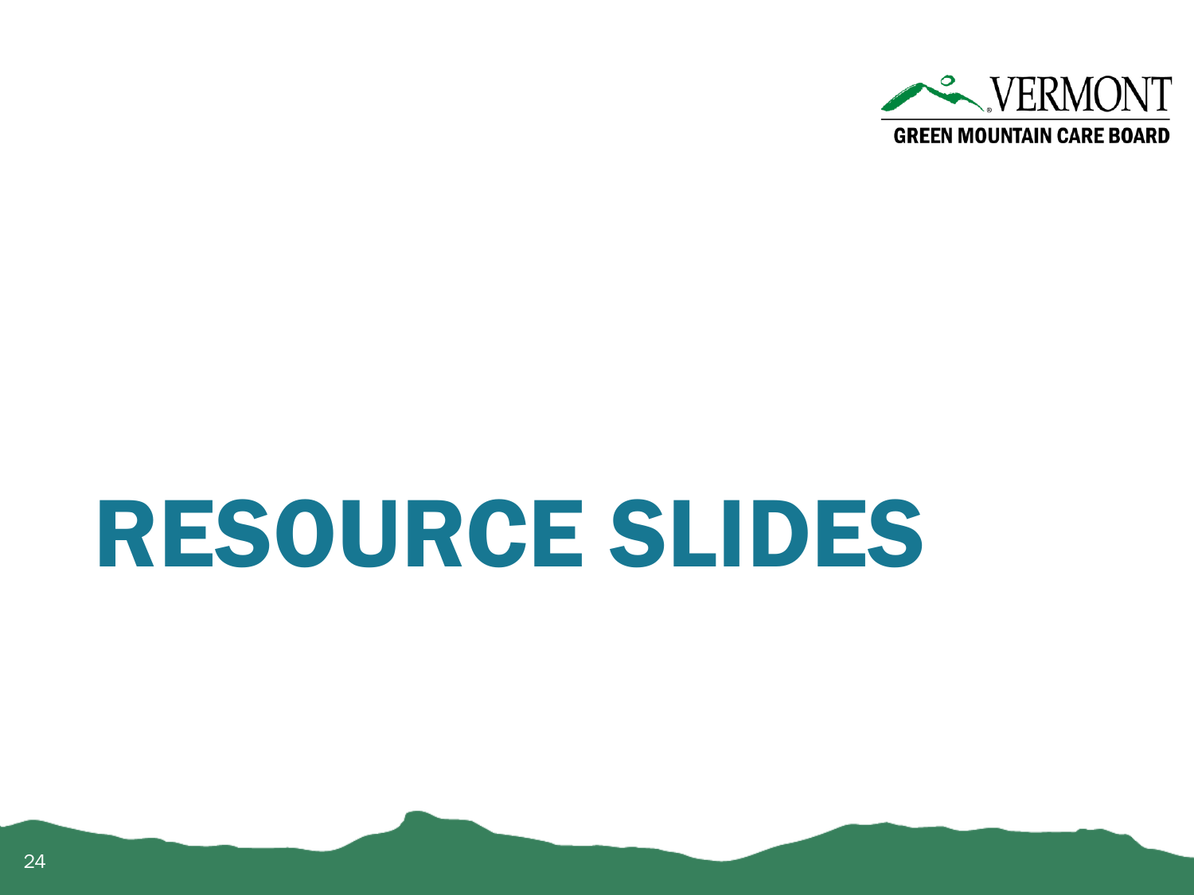# RESOURCE SLIDES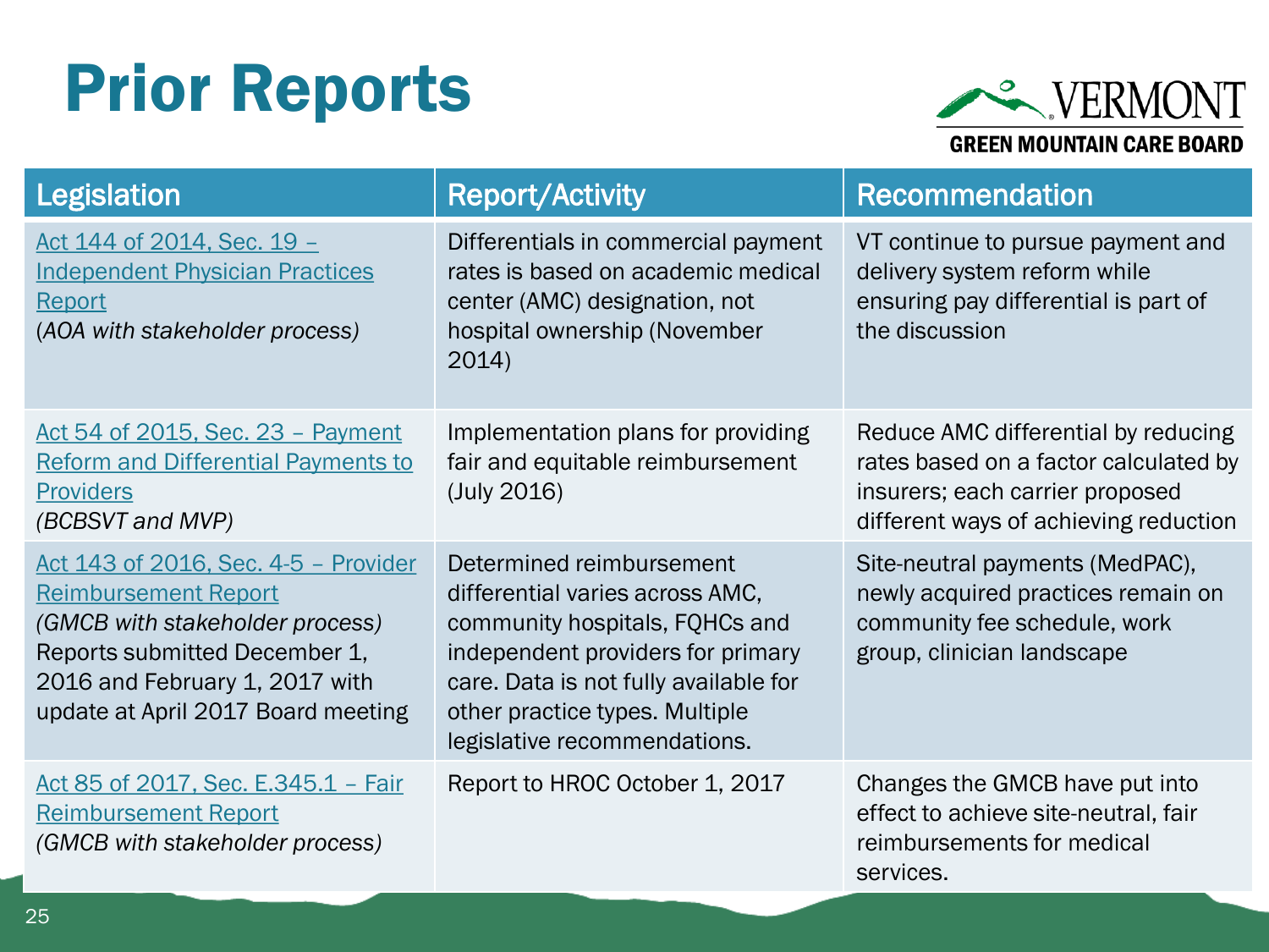# Prior Reports

VERMONT
GREEN MOUNTAIN CARE BOARD

| Legislation | Report/Activity | Recommendation |
|---|---|---|
| Act 144 of 2014, Sec. 19 – Independent Physician Practices Report *(AOA with stakeholder process)* | Differentials in commercial payment rates is based on academic medical center (AMC) designation, not hospital ownership (November 2014) | VT continue to pursue payment and delivery system reform while ensuring pay differential is part of the discussion |
| Act 54 of 2015, Sec. 23 – Payment Reform and Differential Payments to Providers *(BCBSVT and MVP)* | Implementation plans for providing fair and equitable reimbursement (July 2016) | Reduce AMC differential by reducing rates based on a factor calculated by insurers; each carrier proposed different ways of achieving reduction |
| Act 143 of 2016, Sec. 4-5 – Provider Reimbursement Report *(GMCB with stakeholder process)* Reports submitted December 1, 2016 and February 1, 2017 with update at April 2017 Board meeting | Determined reimbursement differential varies across AMC, community hospitals, FQHCs and independent providers for primary care. Data is not fully available for other practice types. Multiple legislative recommendations. | Site-neutral payments (MedPAC), newly acquired practices remain on community fee schedule, work group, clinician landscape |
| Act 85 of 2017, Sec. E.345.1 – Fair Reimbursement Report *(GMCB with stakeholder process)* | Report to HROC October 1, 2017 | Changes the GMCB have put into effect to achieve site-neutral, fair reimbursements for medical services. |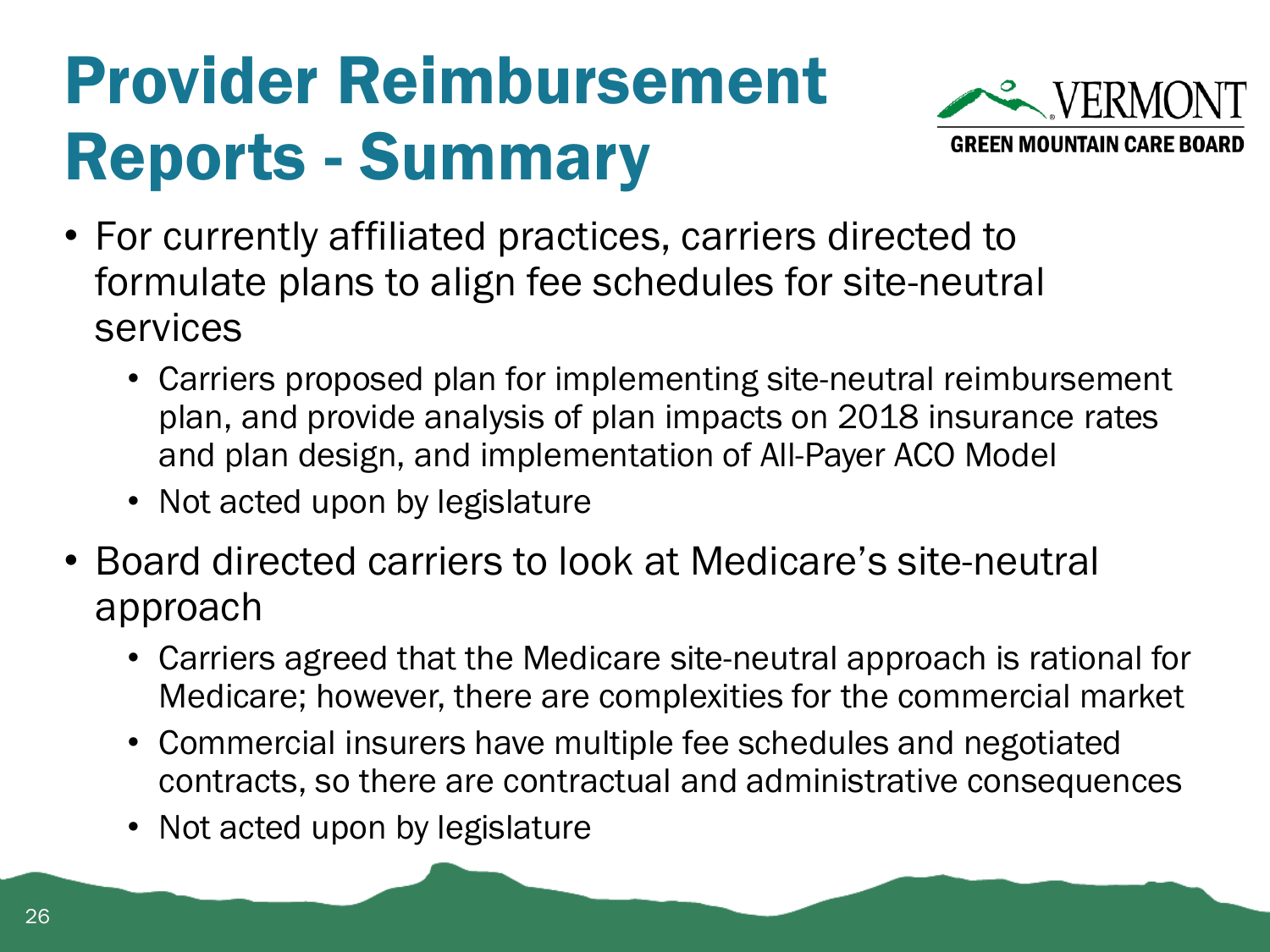# Provider Reimbursement Reports - Summary

- For currently affiliated practices, carriers directed to formulate plans to align fee schedules for site-neutral services
  - Carriers proposed plan for implementing site-neutral reimbursement plan, and provide analysis of plan impacts on 2018 insurance rates and plan design, and implementation of All-Payer ACO Model
  - Not acted upon by legislature
- Board directed carriers to look at Medicare's site-neutral approach
  - Carriers agreed that the Medicare site-neutral approach is rational for Medicare; however, there are complexities for the commercial market
  - Commercial insurers have multiple fee schedules and negotiated contracts, so there are contractual and administrative consequences
  - Not acted upon by legislature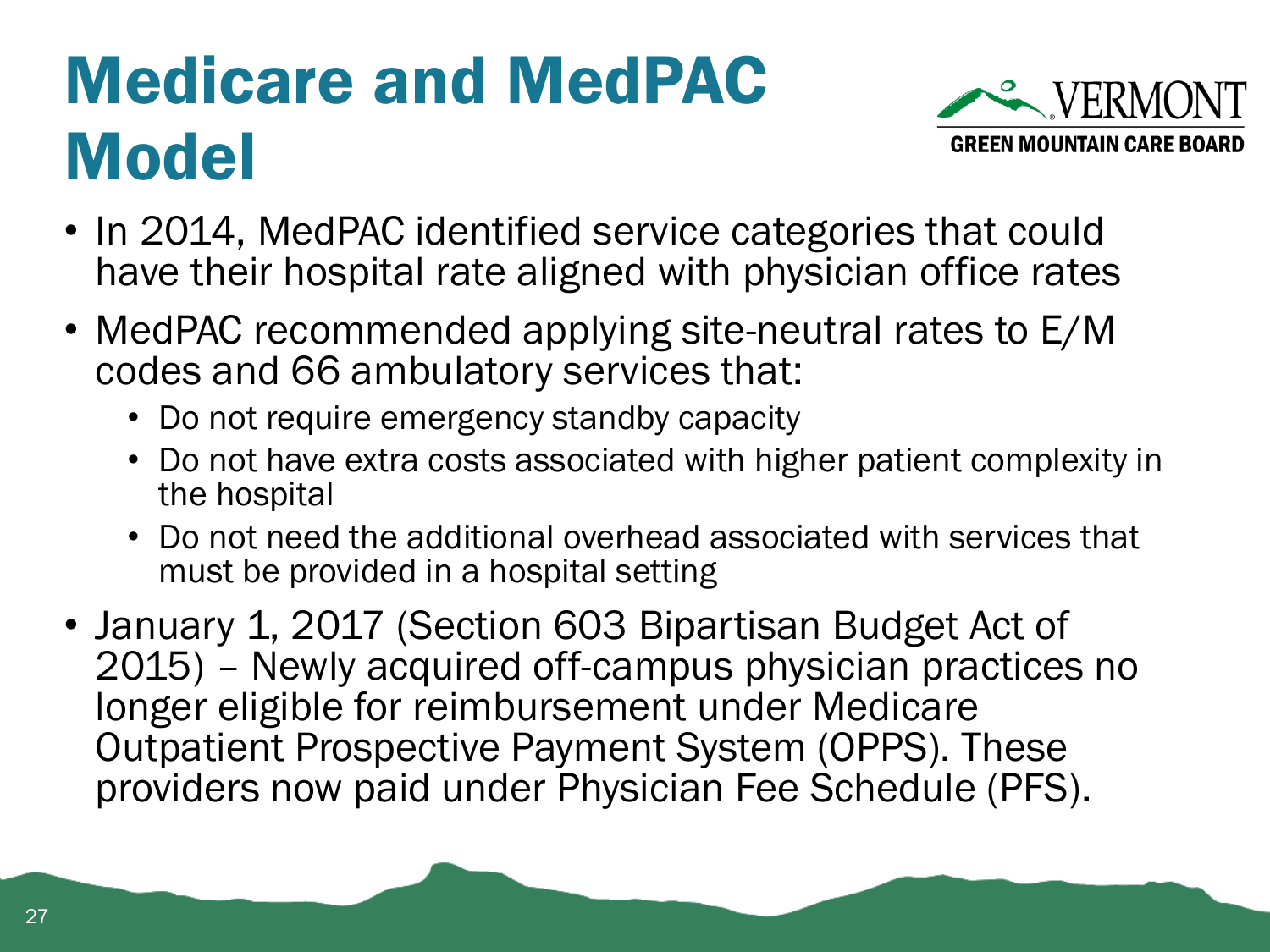# Medicare and MedPAC Model

VERMONT
GREEN MOUNTAIN CARE BOARD

- In 2014, MedPAC identified service categories that could have their hospital rate aligned with physician office rates
- MedPAC recommended applying site-neutral rates to E/M codes and 66 ambulatory services that:
  - Do not require emergency standby capacity
  - Do not have extra costs associated with higher patient complexity in the hospital
  - Do not need the additional overhead associated with services that must be provided in a hospital setting
- January 1, 2017 (Section 603 Bipartisan Budget Act of 2015) – Newly acquired off-campus physician practices no longer eligible for reimbursement under Medicare Outpatient Prospective Payment System (OPPS). These providers now paid under Physician Fee Schedule (PFS).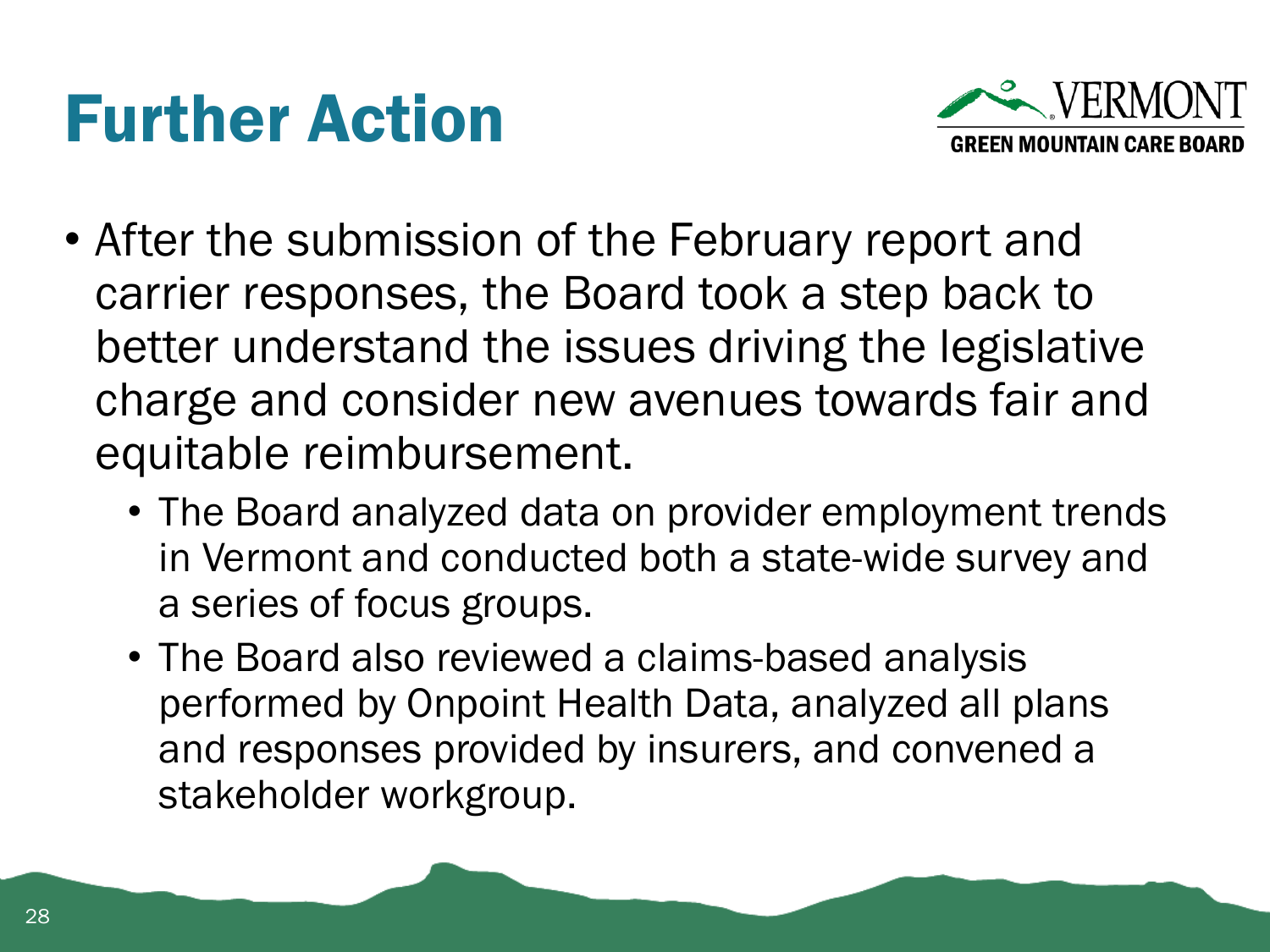# Further Action

- After the submission of the February report and carrier responses, the Board took a step back to better understand the issues driving the legislative charge and consider new avenues towards fair and equitable reimbursement.
  - The Board analyzed data on provider employment trends in Vermont and conducted both a state-wide survey and a series of focus groups.
  - The Board also reviewed a claims-based analysis performed by Onpoint Health Data, analyzed all plans and responses provided by insurers, and convened a stakeholder workgroup.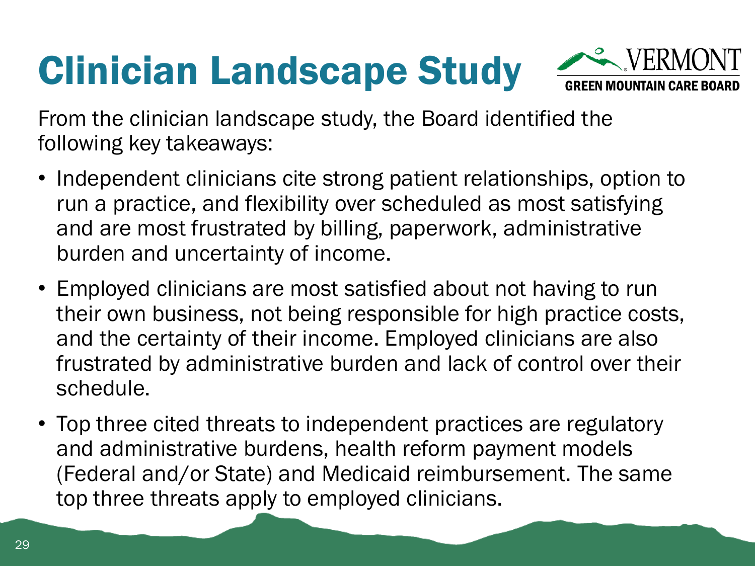# Clinician Landscape Study

From the clinician landscape study, the Board identified the following key takeaways:

- Independent clinicians cite strong patient relationships, option to run a practice, and flexibility over scheduled as most satisfying and are most frustrated by billing, paperwork, administrative burden and uncertainty of income.
- Employed clinicians are most satisfied about not having to run their own business, not being responsible for high practice costs, and the certainty of their income. Employed clinicians are also frustrated by administrative burden and lack of control over their schedule.
- Top three cited threats to independent practices are regulatory and administrative burdens, health reform payment models (Federal and/or State) and Medicaid reimbursement. The same top three threats apply to employed clinicians.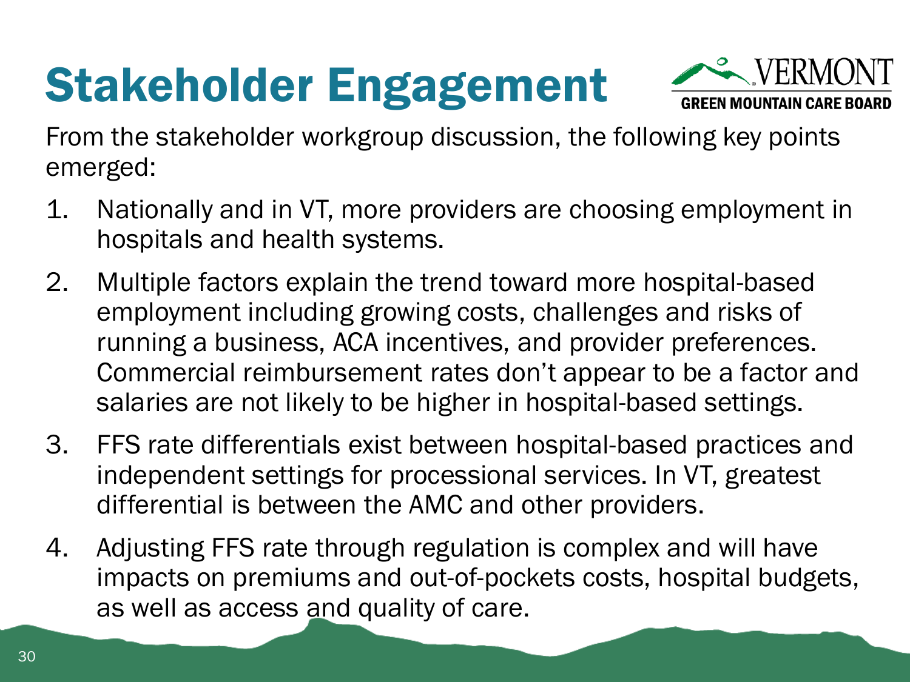# Stakeholder Engagement

From the stakeholder workgroup discussion, the following key points emerged:

1. Nationally and in VT, more providers are choosing employment in hospitals and health systems.
2. Multiple factors explain the trend toward more hospital-based employment including growing costs, challenges and risks of running a business, ACA incentives, and provider preferences. Commercial reimbursement rates don't appear to be a factor and salaries are not likely to be higher in hospital-based settings.
3. FFS rate differentials exist between hospital-based practices and independent settings for processional services. In VT, greatest differential is between the AMC and other providers.
4. Adjusting FFS rate through regulation is complex and will have impacts on premiums and out-of-pockets costs, hospital budgets, as well as access and quality of care.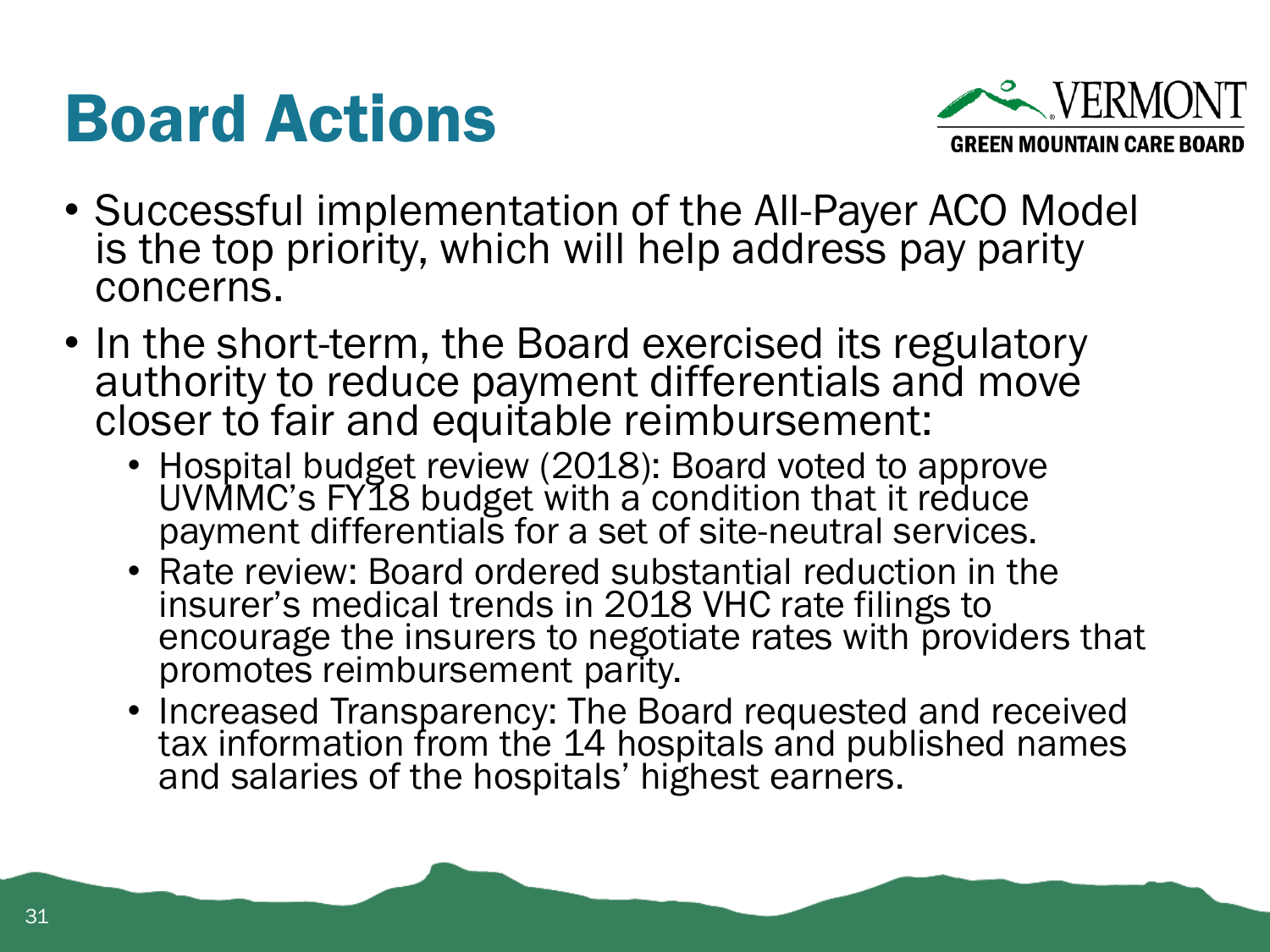# Board Actions

VERMONT
GREEN MOUNTAIN CARE BOARD

- Successful implementation of the All-Payer ACO Model is the top priority, which will help address pay parity concerns.
- In the short-term, the Board exercised its regulatory authority to reduce payment differentials and move closer to fair and equitable reimbursement:
  - Hospital budget review (2018): Board voted to approve UVMMC's FY18 budget with a condition that it reduce payment differentials for a set of site-neutral services.
  - Rate review: Board ordered substantial reduction in the insurer's medical trends in 2018 VHC rate filings to encourage the insurers to negotiate rates with providers that promotes reimbursement parity.
  - Increased Transparency: The Board requested and received tax information from the 14 hospitals and published names and salaries of the hospitals' highest earners.